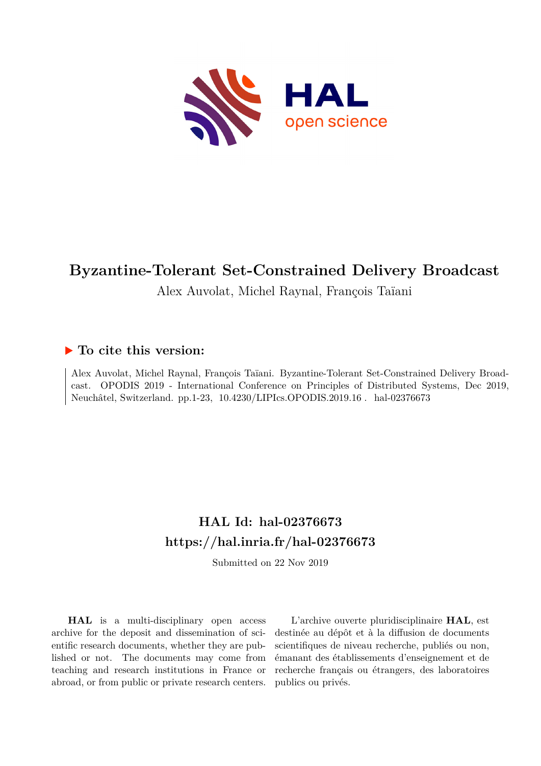# Byzantine-Tolerant Set-Constrained Delivery Broadcast

Alex Auvolat, Michel Raynal, François Taïani

## ▶ To cite this version:

Alex Auvolat, Michel Raynal, François Taïani. Byzantine-Tolerant Set-Constrained Delivery Broadcast. OPODIS 2019 - International Conference on Principles of Distributed Systems, Dec 2019, Neuchâtel, Switzerland. pp.1-23, 10.4230/LIPIcs.OPODIS.2019.16 . hal-02376673

## HAL Id: hal-02376673
## https://hal.inria.fr/hal-02376673

Submitted on 22 Nov 2019

**HAL** is a multi-disciplinary open access archive for the deposit and dissemination of scientific research documents, whether they are published or not. The documents may come from teaching and research institutions in France or abroad, or from public or private research centers.

L'archive ouverte pluridisciplinaire **HAL**, est destinée au dépôt et à la diffusion de documents scientifiques de niveau recherche, publiés ou non, émanant des établissements d'enseignement et de recherche français ou étrangers, des laboratoires publics ou privés.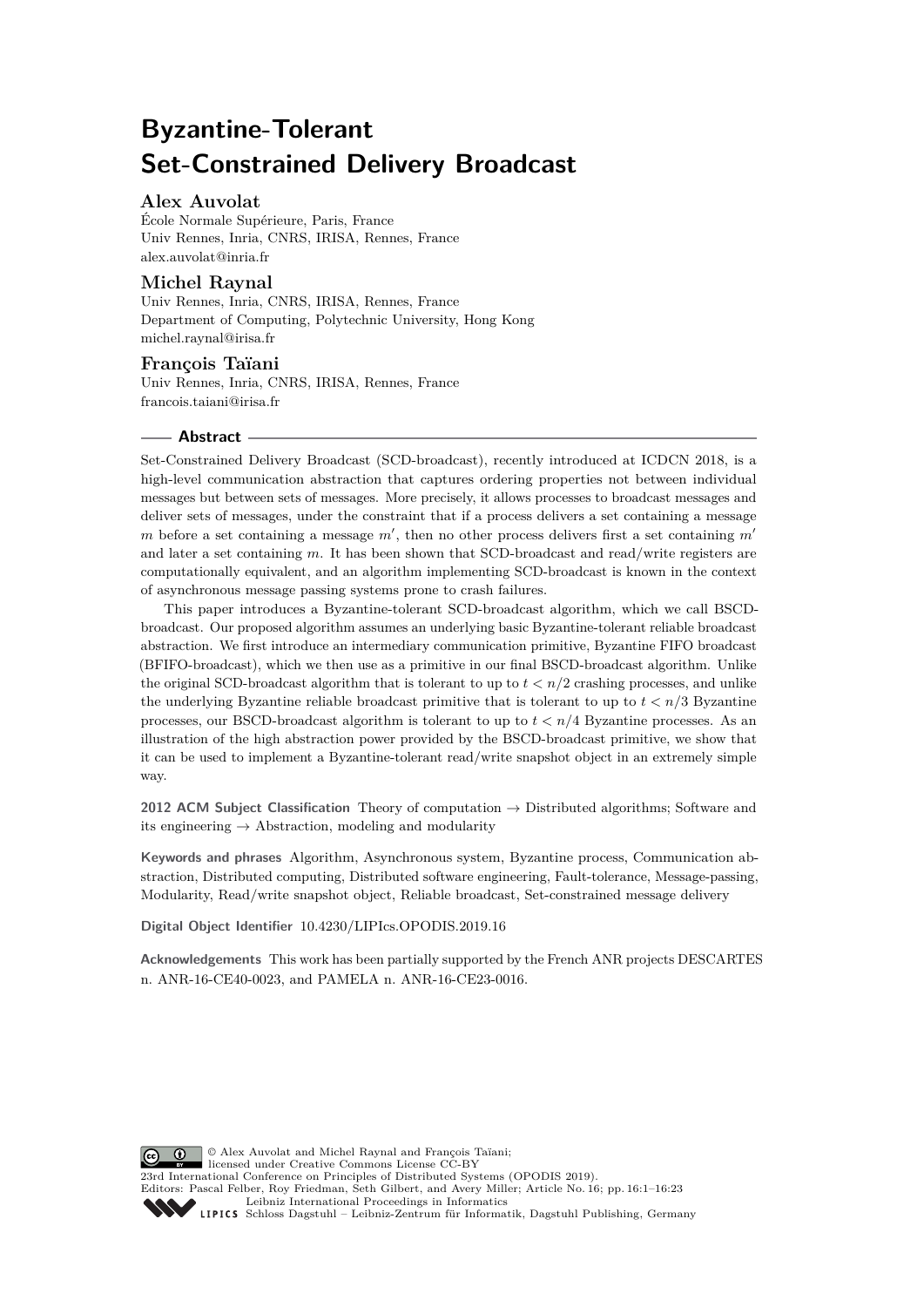# Byzantine-Tolerant Set-Constrained Delivery Broadcast

**Alex Auvolat**
École Normale Supérieure, Paris, France
Univ Rennes, Inria, CNRS, IRISA, Rennes, France
alex.auvolat@inria.fr

**Michel Raynal**
Univ Rennes, Inria, CNRS, IRISA, Rennes, France
Department of Computing, Polytechnic University, Hong Kong
michel.raynal@irisa.fr

**François Taïani**
Univ Rennes, Inria, CNRS, IRISA, Rennes, France
francois.taiani@irisa.fr

## Abstract

Set-Constrained Delivery Broadcast (SCD-broadcast), recently introduced at ICDCN 2018, is a high-level communication abstraction that captures ordering properties not between individual messages but between sets of messages. More precisely, it allows processes to broadcast messages and deliver sets of messages, under the constraint that if a process delivers a set containing a message $m$ before a set containing a message $m'$, then no other process delivers first a set containing $m'$ and later a set containing $m$. It has been shown that SCD-broadcast and read/write registers are computationally equivalent, and an algorithm implementing SCD-broadcast is known in the context of asynchronous message passing systems prone to crash failures.

This paper introduces a Byzantine-tolerant SCD-broadcast algorithm, which we call BSCD-broadcast. Our proposed algorithm assumes an underlying basic Byzantine-tolerant reliable broadcast abstraction. We first introduce an intermediary communication primitive, Byzantine FIFO broadcast (BFIFO-broadcast), which we then use as a primitive in our final BSCD-broadcast algorithm. Unlike the original SCD-broadcast algorithm that is tolerant to up to $t < n/2$ crashing processes, and unlike the underlying Byzantine reliable broadcast primitive that is tolerant to up to $t < n/3$ Byzantine processes, our BSCD-broadcast algorithm is tolerant to up to $t < n/4$ Byzantine processes. As an illustration of the high abstraction power provided by the BSCD-broadcast primitive, we show that it can be used to implement a Byzantine-tolerant read/write snapshot object in an extremely simple way.

**2012 ACM Subject Classification** Theory of computation → Distributed algorithms; Software and its engineering → Abstraction, modeling and modularity

**Keywords and phrases** Algorithm, Asynchronous system, Byzantine process, Communication abstraction, Distributed computing, Distributed software engineering, Fault-tolerance, Message-passing, Modularity, Read/write snapshot object, Reliable broadcast, Set-constrained message delivery

**Digital Object Identifier** 10.4230/LIPIcs.OPODIS.2019.16

**Acknowledgements** This work has been partially supported by the French ANR projects DESCARTES n. ANR-16-CE40-0023, and PAMELA n. ANR-16-CE23-0016.

© Alex Auvolat and Michel Raynal and François Taïani; licensed under Creative Commons License CC-BY
23rd International Conference on Principles of Distributed Systems (OPODIS 2019).
Editors: Pascal Felber, Roy Friedman, Seth Gilbert, and Avery Miller; Article No. 16; pp. 16:1–16:23
Leibniz International Proceedings in Informatics
Schloss Dagstuhl – Leibniz-Zentrum für Informatik, Dagstuhl Publishing, Germany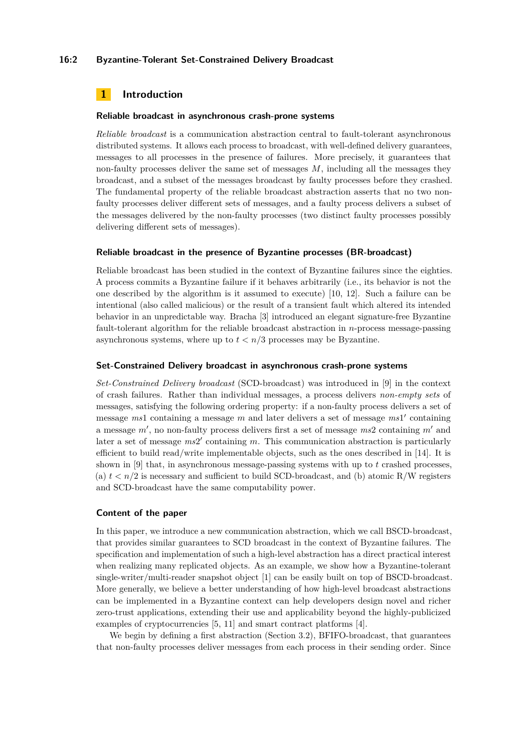## 1 Introduction

### Reliable broadcast in asynchronous crash-prone systems

*Reliable broadcast* is a communication abstraction central to fault-tolerant asynchronous distributed systems. It allows each process to broadcast, with well-defined delivery guarantees, messages to all processes in the presence of failures. More precisely, it guarantees that non-faulty processes deliver the same set of messages $M$, including all the messages they broadcast, and a subset of the messages broadcast by faulty processes before they crashed. The fundamental property of the reliable broadcast abstraction asserts that no two non-faulty processes deliver different sets of messages, and a faulty process delivers a subset of the messages delivered by the non-faulty processes (two distinct faulty processes possibly delivering different sets of messages).

### Reliable broadcast in the presence of Byzantine processes (BR-broadcast)

Reliable broadcast has been studied in the context of Byzantine failures since the eighties. A process commits a Byzantine failure if it behaves arbitrarily (i.e., its behavior is not the one described by the algorithm is it assumed to execute) [10, 12]. Such a failure can be intentional (also called malicious) or the result of a transient fault which altered its intended behavior in an unpredictable way. Bracha [3] introduced an elegant signature-free Byzantine fault-tolerant algorithm for the reliable broadcast abstraction in $n$-process message-passing asynchronous systems, where up to $t < n/3$ processes may be Byzantine.

### Set-Constrained Delivery broadcast in asynchronous crash-prone systems

*Set-Constrained Delivery broadcast* (SCD-broadcast) was introduced in [9] in the context of crash failures. Rather than individual messages, a process delivers *non-empty sets* of messages, satisfying the following ordering property: if a non-faulty process delivers a set of message $ms1$ containing a message $m$ and later delivers a set of message $ms1'$ containing a message $m'$, no non-faulty process delivers first a set of message $ms2$ containing $m'$ and later a set of message $ms2'$ containing $m$. This communication abstraction is particularly efficient to build read/write implementable objects, such as the ones described in [14]. It is shown in [9] that, in asynchronous message-passing systems with up to $t$ crashed processes, (a) $t < n/2$ is necessary and sufficient to build SCD-broadcast, and (b) atomic R/W registers and SCD-broadcast have the same computability power.

### Content of the paper

In this paper, we introduce a new communication abstraction, which we call BSCD-broadcast, that provides similar guarantees to SCD broadcast in the context of Byzantine failures. The specification and implementation of such a high-level abstraction has a direct practical interest when realizing many replicated objects. As an example, we show how a Byzantine-tolerant single-writer/multi-reader snapshot object [1] can be easily built on top of BSCD-broadcast. More generally, we believe a better understanding of how high-level broadcast abstractions can be implemented in a Byzantine context can help developers design novel and richer zero-trust applications, extending their use and applicability beyond the highly-publicized examples of cryptocurrencies [5, 11] and smart contract platforms [4].

We begin by defining a first abstraction (Section 3.2), BFIFO-broadcast, that guarantees that non-faulty processes deliver messages from each process in their sending order. Since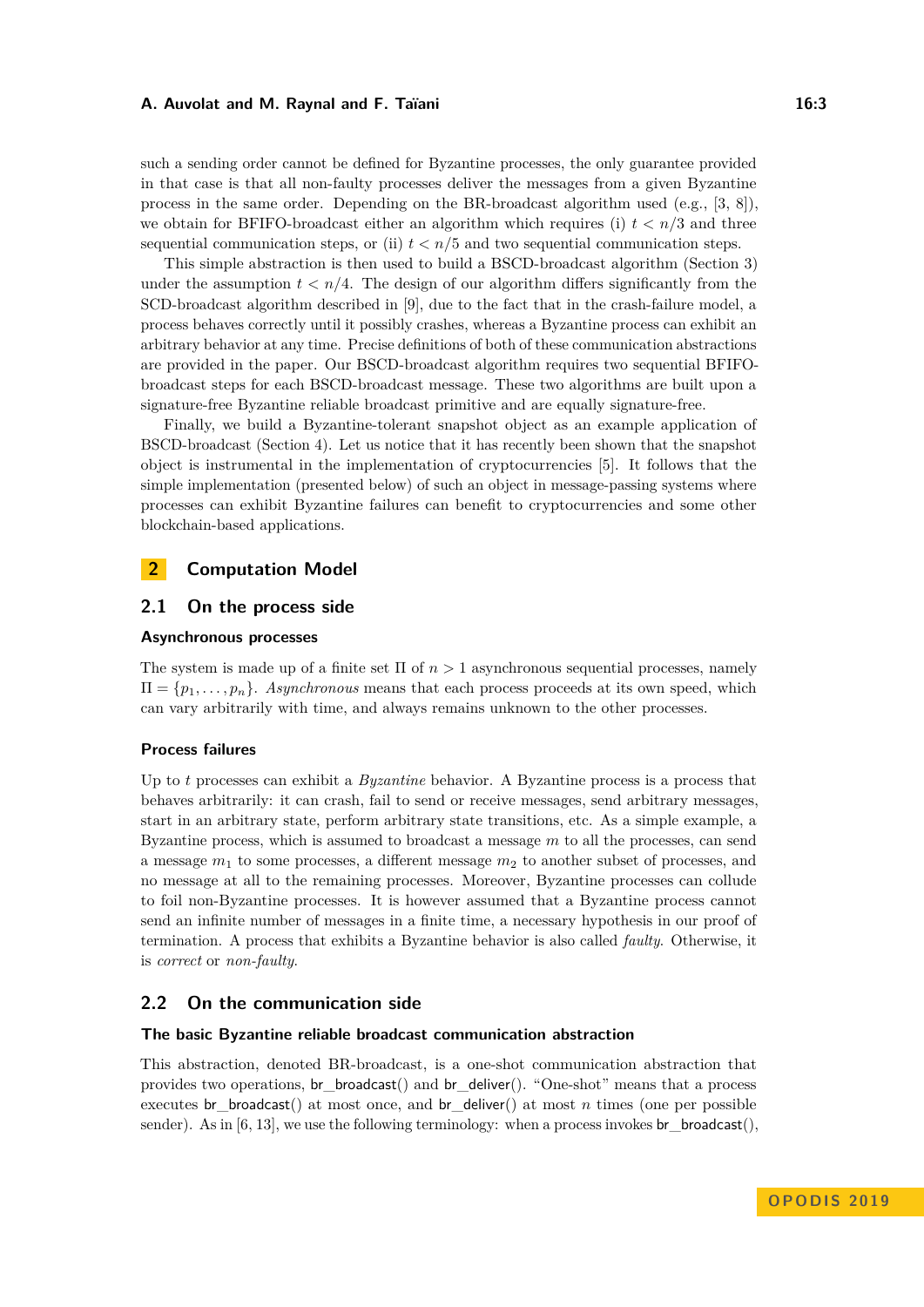such a sending order cannot be defined for Byzantine processes, the only guarantee provided in that case is that all non-faulty processes deliver the messages from a given Byzantine process in the same order. Depending on the BR-broadcast algorithm used (e.g., [3, 8]), we obtain for BFIFO-broadcast either an algorithm which requires (i) $t < n/3$ and three sequential communication steps, or (ii) $t < n/5$ and two sequential communication steps.

This simple abstraction is then used to build a BSCD-broadcast algorithm (Section 3) under the assumption $t < n/4$. The design of our algorithm differs significantly from the SCD-broadcast algorithm described in [9], due to the fact that in the crash-failure model, a process behaves correctly until it possibly crashes, whereas a Byzantine process can exhibit an arbitrary behavior at any time. Precise definitions of both of these communication abstractions are provided in the paper. Our BSCD-broadcast algorithm requires two sequential BFIFO-broadcast steps for each BSCD-broadcast message. These two algorithms are built upon a signature-free Byzantine reliable broadcast primitive and are equally signature-free.

Finally, we build a Byzantine-tolerant snapshot object as an example application of BSCD-broadcast (Section 4). Let us notice that it has recently been shown that the snapshot object is instrumental in the implementation of cryptocurrencies [5]. It follows that the simple implementation (presented below) of such an object in message-passing systems where processes can exhibit Byzantine failures can benefit to cryptocurrencies and some other blockchain-based applications.

## 2 Computation Model

### 2.1 On the process side

#### Asynchronous processes

The system is made up of a finite set $\Pi$ of $n > 1$ asynchronous sequential processes, namely $\Pi = \{p_1, \ldots, p_n\}$. *Asynchronous* means that each process proceeds at its own speed, which can vary arbitrarily with time, and always remains unknown to the other processes.

#### Process failures

Up to $t$ processes can exhibit a *Byzantine* behavior. A Byzantine process is a process that behaves arbitrarily: it can crash, fail to send or receive messages, send arbitrary messages, start in an arbitrary state, perform arbitrary state transitions, etc. As a simple example, a Byzantine process, which is assumed to broadcast a message $m$ to all the processes, can send a message $m_1$ to some processes, a different message $m_2$ to another subset of processes, and no message at all to the remaining processes. Moreover, Byzantine processes can collude to foil non-Byzantine processes. It is however assumed that a Byzantine process cannot send an infinite number of messages in a finite time, a necessary hypothesis in our proof of termination. A process that exhibits a Byzantine behavior is also called *faulty*. Otherwise, it is *correct* or *non-faulty*.

### 2.2 On the communication side

#### The basic Byzantine reliable broadcast communication abstraction

This abstraction, denoted BR-broadcast, is a one-shot communication abstraction that provides two operations, br_broadcast() and br_deliver(). "One-shot" means that a process executes br_broadcast() at most once, and br_deliver() at most $n$ times (one per possible sender). As in [6, 13], we use the following terminology: when a process invokes br_broadcast(),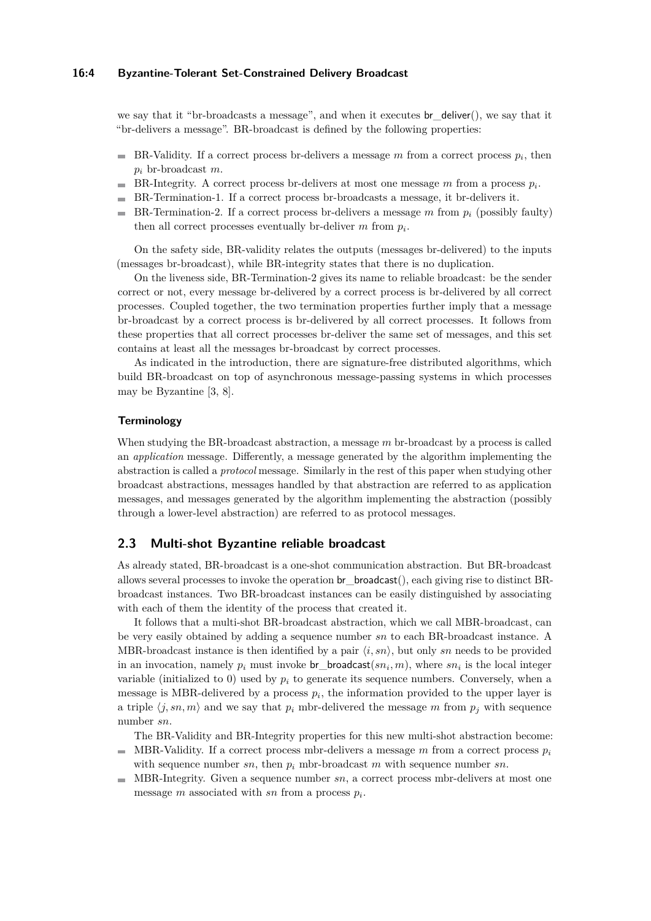we say that it "br-broadcasts a message", and when it executes br_deliver(), we say that it "br-delivers a message". BR-broadcast is defined by the following properties:

- BR-Validity. If a correct process br-delivers a message $m$ from a correct process $p_i$, then $p_i$ br-broadcast $m$.
- BR-Integrity. A correct process br-delivers at most one message $m$ from a process $p_i$.
- BR-Termination-1. If a correct process br-broadcasts a message, it br-delivers it.
- BR-Termination-2. If a correct process br-delivers a message $m$ from $p_i$ (possibly faulty) then all correct processes eventually br-deliver $m$ from $p_i$.

On the safety side, BR-validity relates the outputs (messages br-delivered) to the inputs (messages br-broadcast), while BR-integrity states that there is no duplication.

On the liveness side, BR-Termination-2 gives its name to reliable broadcast: be the sender correct or not, every message br-delivered by a correct process is br-delivered by all correct processes. Coupled together, the two termination properties further imply that a message br-broadcast by a correct process is br-delivered by all correct processes. It follows from these properties that all correct processes br-deliver the same set of messages, and this set contains at least all the messages br-broadcast by correct processes.

As indicated in the introduction, there are signature-free distributed algorithms, which build BR-broadcast on top of asynchronous message-passing systems in which processes may be Byzantine [3, 8].

### Terminology

When studying the BR-broadcast abstraction, a message $m$ br-broadcast by a process is called an *application* message. Differently, a message generated by the algorithm implementing the abstraction is called a *protocol* message. Similarly in the rest of this paper when studying other broadcast abstractions, messages handled by that abstraction are referred to as application messages, and messages generated by the algorithm implementing the abstraction (possibly through a lower-level abstraction) are referred to as protocol messages.

## 2.3 Multi-shot Byzantine reliable broadcast

As already stated, BR-broadcast is a one-shot communication abstraction. But BR-broadcast allows several processes to invoke the operation br_broadcast(), each giving rise to distinct BR-broadcast instances. Two BR-broadcast instances can be easily distinguished by associating with each of them the identity of the process that created it.

It follows that a multi-shot BR-broadcast abstraction, which we call MBR-broadcast, can be very easily obtained by adding a sequence number $sn$ to each BR-broadcast instance. A MBR-broadcast instance is then identified by a pair $\langle i, sn\rangle$, but only $sn$ needs to be provided in an invocation, namely $p_i$ must invoke br_broadcast($sn_i, m$), where $sn_i$ is the local integer variable (initialized to 0) used by $p_i$ to generate its sequence numbers. Conversely, when a message is MBR-delivered by a process $p_i$, the information provided to the upper layer is a triple $\langle j, sn, m\rangle$ and we say that $p_i$ mbr-delivered the message $m$ from $p_j$ with sequence number $sn$.

The BR-Validity and BR-Integrity properties for this new multi-shot abstraction become:

- MBR-Validity. If a correct process mbr-delivers a message $m$ from a correct process $p_i$ with sequence number $sn$, then $p_i$ mbr-broadcast $m$ with sequence number $sn$.
- MBR-Integrity. Given a sequence number $sn$, a correct process mbr-delivers at most one message $m$ associated with $sn$ from a process $p_i$.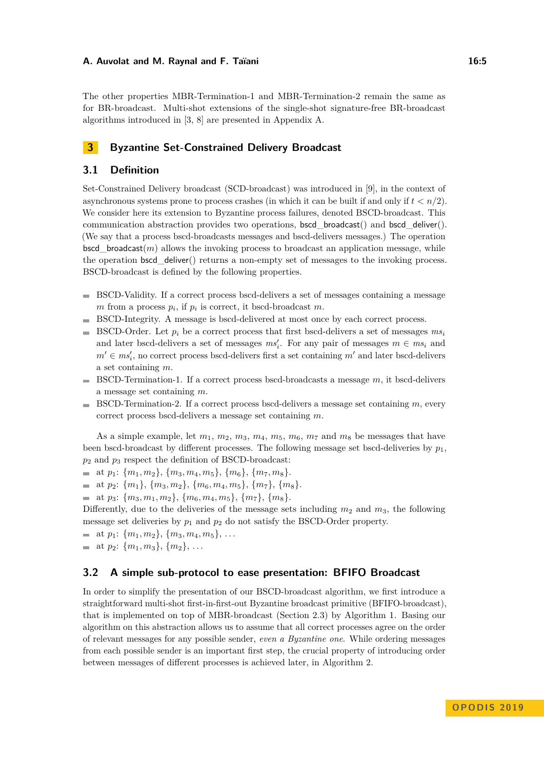The other properties MBR-Termination-1 and MBR-Termination-2 remain the same as for BR-broadcast. Multi-shot extensions of the single-shot signature-free BR-broadcast algorithms introduced in [3, 8] are presented in Appendix A.

# 3 Byzantine Set-Constrained Delivery Broadcast

## 3.1 Definition

Set-Constrained Delivery broadcast (SCD-broadcast) was introduced in [9], in the context of asynchronous systems prone to process crashes (in which it can be built if and only if $t < n/2$). We consider here its extension to Byzantine process failures, denoted BSCD-broadcast. This communication abstraction provides two operations, bscd_broadcast() and bscd_deliver(). (We say that a process bscd-broadcasts messages and bscd-delivers messages.) The operation bscd_broadcast($m$) allows the invoking process to broadcast an application message, while the operation bscd_deliver() returns a non-empty set of messages to the invoking process. BSCD-broadcast is defined by the following properties.

- BSCD-Validity. If a correct process bscd-delivers a set of messages containing a message $m$ from a process $p_i$, if $p_i$ is correct, it bscd-broadcast $m$.
- BSCD-Integrity. A message is bscd-delivered at most once by each correct process.
- BSCD-Order. Let $p_i$ be a correct process that first bscd-delivers a set of messages $ms_i$ and later bscd-delivers a set of messages $ms'_i$. For any pair of messages $m \in ms_i$ and $m' \in ms'_i$, no correct process bscd-delivers first a set containing $m'$ and later bscd-delivers a set containing $m$.
- BSCD-Termination-1. If a correct process bscd-broadcasts a message $m$, it bscd-delivers a message set containing $m$.
- BSCD-Termination-2. If a correct process bscd-delivers a message set containing $m$, every correct process bscd-delivers a message set containing $m$.

As a simple example, let $m_1$, $m_2$, $m_3$, $m_4$, $m_5$, $m_6$, $m_7$ and $m_8$ be messages that have been bscd-broadcast by different processes. The following message set bscd-deliveries by $p_1$, $p_2$ and $p_3$ respect the definition of BSCD-broadcast:

- at $p_1$: $\{m_1, m_2\}$, $\{m_3, m_4, m_5\}$, $\{m_6\}$, $\{m_7, m_8\}$.
- at $p_2$: $\{m_1\}$, $\{m_3, m_2\}$, $\{m_6, m_4, m_5\}$, $\{m_7\}$, $\{m_8\}$.
- at $p_3$: $\{m_3, m_1, m_2\}$, $\{m_6, m_4, m_5\}$, $\{m_7\}$, $\{m_8\}$.

Differently, due to the deliveries of the message sets including $m_2$ and $m_3$, the following message set deliveries by $p_1$ and $p_2$ do not satisfy the BSCD-Order property.

- at $p_1$: $\{m_1, m_2\}$, $\{m_3, m_4, m_5\}$, ...
- at $p_2$: $\{m_1, m_3\}$, $\{m_2\}$, ...

## 3.2 A simple sub-protocol to ease presentation: BFIFO Broadcast

In order to simplify the presentation of our BSCD-broadcast algorithm, we first introduce a straightforward multi-shot first-in-first-out Byzantine broadcast primitive (BFIFO-broadcast), that is implemented on top of MBR-broadcast (Section 2.3) by Algorithm 1. Basing our algorithm on this abstraction allows us to assume that all correct processes agree on the order of relevant messages for any possible sender, *even a Byzantine one*. While ordering messages from each possible sender is an important first step, the crucial property of introducing order between messages of different processes is achieved later, in Algorithm 2.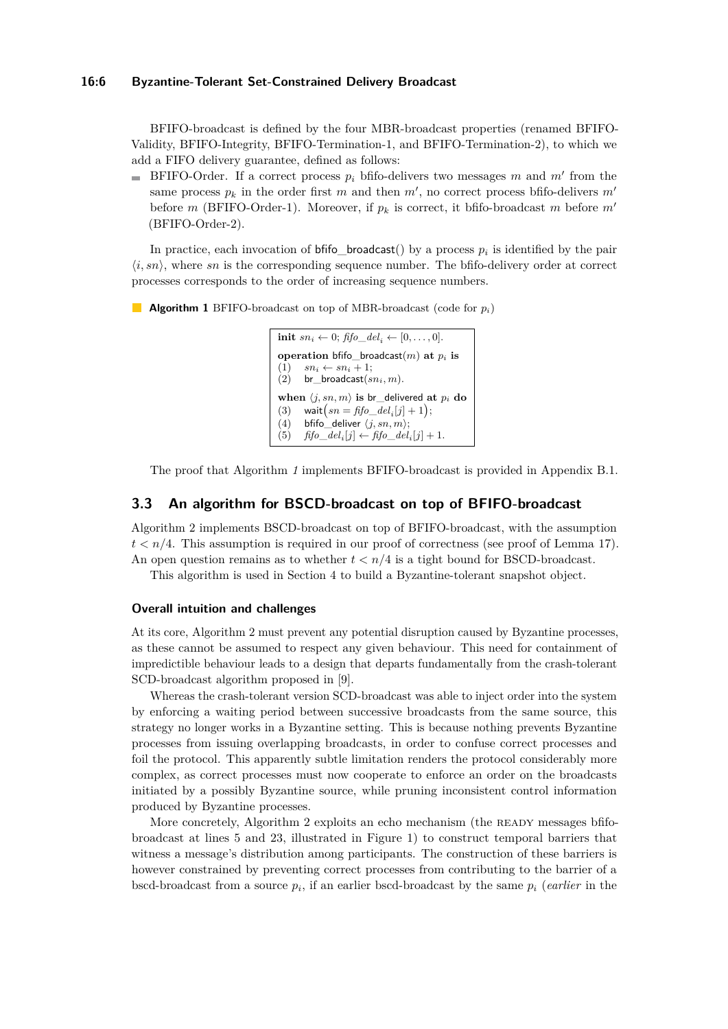BFIFO-broadcast is defined by the four MBR-broadcast properties (renamed BFIFO-Validity, BFIFO-Integrity, BFIFO-Termination-1, and BFIFO-Termination-2), to which we add a FIFO delivery guarantee, defined as follows:

- BFIFO-Order. If a correct process $p_i$ bfifo-delivers two messages $m$ and $m'$ from the same process $p_k$ in the order first $m$ and then $m'$, no correct process bfifo-delivers $m'$ before $m$ (BFIFO-Order-1). Moreover, if $p_k$ is correct, it bfifo-broadcast $m$ before $m'$ (BFIFO-Order-2).

In practice, each invocation of bfifo_broadcast() by a process $p_i$ is identified by the pair $\langle i, sn \rangle$, where $sn$ is the corresponding sequence number. The bfifo-delivery order at correct processes corresponds to the order of increasing sequence numbers.

**Algorithm 1** BFIFO-broadcast on top of MBR-broadcast (code for $p_i$)

```
init sn_i ← 0; fifo_del_i ← [0, ..., 0].

operation bfifo_broadcast(m) at p_i is
(1)   sn_i ← sn_i + 1;
(2)   br_broadcast(sn_i, m).

when ⟨j, sn, m⟩ is br_delivered at p_i do
(3)   wait(sn = fifo_del_i[j] + 1);
(4)   bfifo_deliver ⟨j, sn, m⟩;
(5)   fifo_del_i[j] ← fifo_del_i[j] + 1.
```

The proof that Algorithm 1 implements BFIFO-broadcast is provided in Appendix B.1.

## 3.3 An algorithm for BSCD-broadcast on top of BFIFO-broadcast

Algorithm 2 implements BSCD-broadcast on top of BFIFO-broadcast, with the assumption $t < n/4$. This assumption is required in our proof of correctness (see proof of Lemma 17). An open question remains as to whether $t < n/4$ is a tight bound for BSCD-broadcast.

This algorithm is used in Section 4 to build a Byzantine-tolerant snapshot object.

### Overall intuition and challenges

At its core, Algorithm 2 must prevent any potential disruption caused by Byzantine processes, as these cannot be assumed to respect any given behaviour. This need for containment of impredictible behaviour leads to a design that departs fundamentally from the crash-tolerant SCD-broadcast algorithm proposed in [9].

Whereas the crash-tolerant version SCD-broadcast was able to inject order into the system by enforcing a waiting period between successive broadcasts from the same source, this strategy no longer works in a Byzantine setting. This is because nothing prevents Byzantine processes from issuing overlapping broadcasts, in order to confuse correct processes and foil the protocol. This apparently subtle limitation renders the protocol considerably more complex, as correct processes must now cooperate to enforce an order on the broadcasts initiated by a possibly Byzantine source, while pruning inconsistent control information produced by Byzantine processes.

More concretely, Algorithm 2 exploits an echo mechanism (the READY messages bfifo-broadcast at lines 5 and 23, illustrated in Figure 1) to construct temporal barriers that witness a message's distribution among participants. The construction of these barriers is however constrained by preventing correct processes from contributing to the barrier of a bscd-broadcast from a source $p_i$, if an earlier bscd-broadcast by the same $p_i$ (*earlier* in the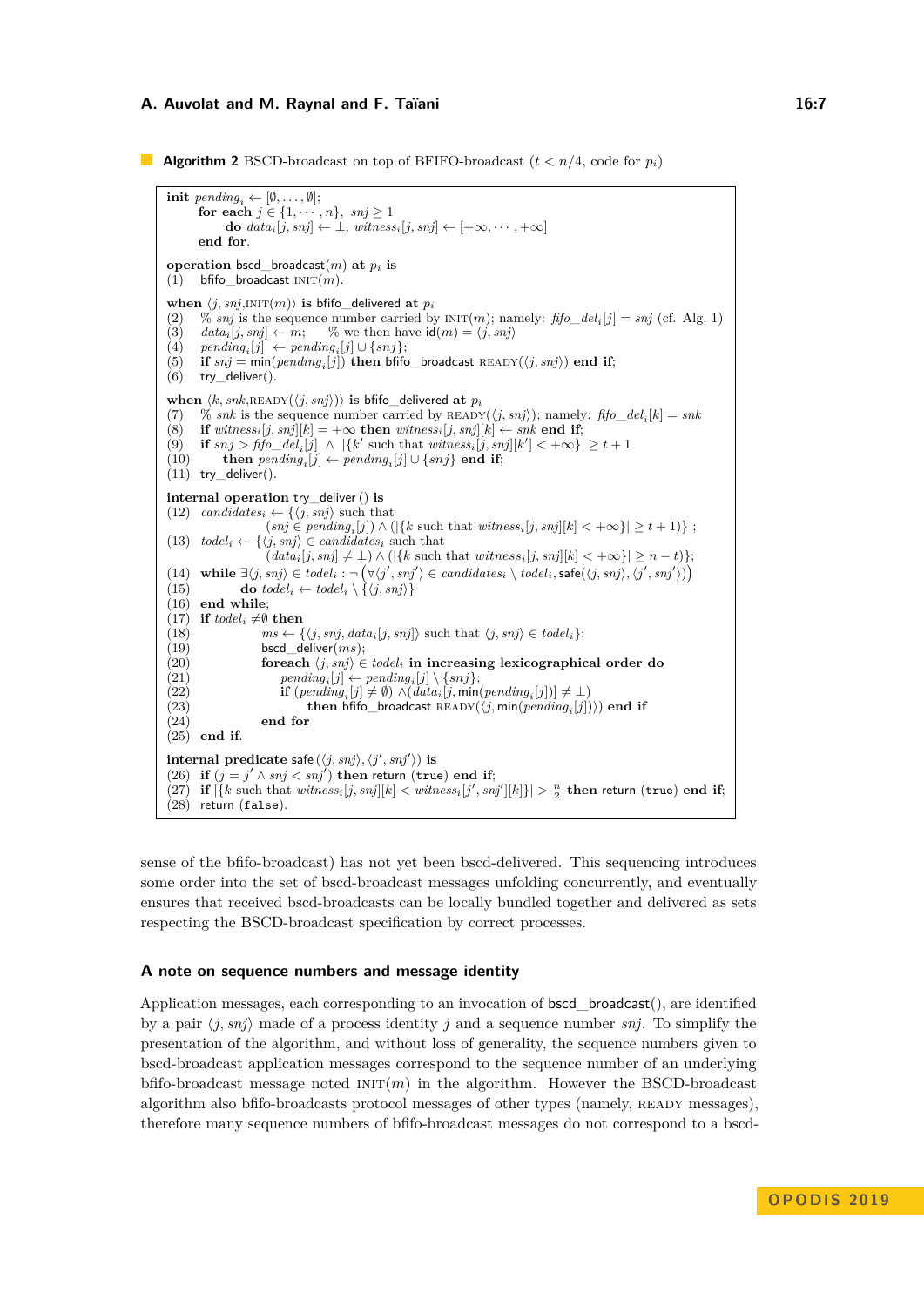**Algorithm 2** BSCD-broadcast on top of BFIFO-broadcast ($t < n/4$, code for $p_i$)

```
init pending_i ← [∅, ..., ∅];
     for each j ∈ {1, ..., n}, snj ≥ 1
         do data_i[j, snj] ← ⊥; witness_i[j, snj] ← [+∞, ..., +∞]
     end for.

operation bscd_broadcast(m) at p_i is
(1)  bfifo_broadcast INIT(m).

when ⟨j, snj, INIT(m)⟩ is bfifo_delivered at p_i
(2)  % snj is the sequence number carried by INIT(m); namely: fifo_del_i[j] = snj (cf. Alg. 1)
(3)  data_i[j, snj] ← m;    % we then have id(m) = ⟨j, snj⟩
(4)  pending_i[j] ← pending_i[j] ∪ {snj};
(5)  if snj = min(pending_i[j]) then bfifo_broadcast READY(⟨j, snj⟩) end if;
(6)  try_deliver().

when ⟨k, snk, READY(⟨j, snj⟩)⟩ is bfifo_delivered at p_i
(7)  % snk is the sequence number carried by READY(⟨j, snj⟩); namely: fifo_del_i[k] = snk
(8)  if witness_i[j, snj][k] = +∞ then witness_i[j, snj][k] ← snk end if;
(9)  if snj > fifo_del_i[j] ∧ |{k' such that witness_i[j, snj][k'] < +∞}| ≥ t + 1
(10)     then pending_i[j] ← pending_i[j] ∪ {snj} end if;
(11) try_deliver().

internal operation try_deliver () is
(12) candidates_i ← {⟨j, snj⟩ such that
                    (snj ∈ pending_i[j]) ∧ (|{k such that witness_i[j, snj][k] < +∞}| ≥ t + 1)} ;
(13) todel_i ← {⟨j, snj⟩ ∈ candidates_i such that
                    (data_i[j, snj] ≠ ⊥) ∧ (|{k such that witness_i[j, snj][k] < +∞}| ≥ n − t)};
(14) while ∃⟨j, snj⟩ ∈ todel_i : ¬(∀⟨j', snj'⟩ ∈ candidates_i \ todel_i, safe(⟨j, snj⟩, ⟨j', snj'⟩))
(15)     do todel_i ← todel_i \ {⟨j, snj⟩}
(16) end while;
(17) if todel_i ≠ ∅ then
(18)     ms ← {⟨j, snj, data_i[j, snj]⟩ such that ⟨j, snj⟩ ∈ todel_i};
(19)     bscd_deliver(ms);
(20)     foreach ⟨j, snj⟩ ∈ todel_i in increasing lexicographical order do
(21)         pending_i[j] ← pending_i[j] \ {snj};
(22)         if (pending_i[j] ≠ ∅) ∧ (data_i[j, min(pending_i[j])] ≠ ⊥)
(23)             then bfifo_broadcast READY(⟨j, min(pending_i[j])⟩) end if
(24)     end for
(25) end if.

internal predicate safe (⟨j, snj⟩, ⟨j', snj'⟩) is
(26) if (j = j' ∧ snj < snj') then return (true) end if;
(27) if |{k such that witness_i[j, snj][k] < witness_i[j', snj'][k]}| > n/2 then return (true) end if;
(28) return (false).
```

sense of the bfifo-broadcast) has not yet been bscd-delivered. This sequencing introduces some order into the set of bscd-broadcast messages unfolding concurrently, and eventually ensures that received bscd-broadcasts can be locally bundled together and delivered as sets respecting the BSCD-broadcast specification by correct processes.

### A note on sequence numbers and message identity

Application messages, each corresponding to an invocation of bscd_broadcast(), are identified by a pair $\langle j, snj \rangle$ made of a process identity $j$ and a sequence number $snj$. To simplify the presentation of the algorithm, and without loss of generality, the sequence numbers given to bscd-broadcast application messages correspond to the sequence number of an underlying bfifo-broadcast message noted $\text{INIT}(m)$ in the algorithm. However the BSCD-broadcast algorithm also bfifo-broadcasts protocol messages of other types (namely, READY messages), therefore many sequence numbers of bfifo-broadcast messages do not correspond to a bscd-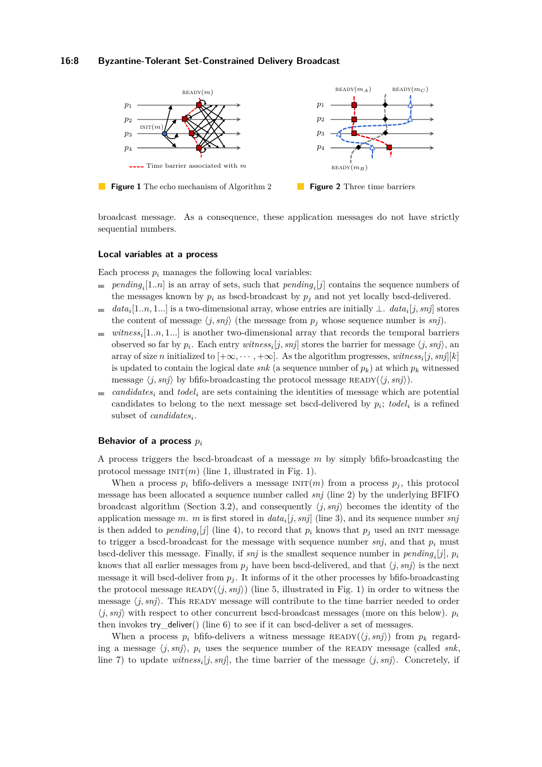**Figure 1** The echo mechanism of Algorithm 2

**Figure 2** Three time barriers

broadcast message. As a consequence, these application messages do not have strictly sequential numbers.

### Local variables at a process

Each process $p_i$ manages the following local variables:

- $pending_i[1..n]$ is an array of sets, such that $pending_i[j]$ contains the sequence numbers of the messages known by $p_i$ as bscd-broadcast by $p_j$ and not yet locally bscd-delivered.
- $data_i[1..n, 1...]$ is a two-dimensional array, whose entries are initially $\perp$. $data_i[j, snj]$ stores the content of message $\langle j, snj\rangle$ (the message from $p_j$ whose sequence number is $snj$).
- $witness_i[1..n, 1...]$ is another two-dimensional array that records the temporal barriers observed so far by $p_i$. Each entry $witness_i[j, snj]$ stores the barrier for message $\langle j, snj\rangle$, an array of size $n$ initialized to $[+\infty, \cdots, +\infty]$. As the algorithm progresses, $witness_i[j, snj][k]$ is updated to contain the logical date $snk$ (a sequence number of $p_k$) at which $p_k$ witnessed message $\langle j, snj\rangle$ by bfifo-broadcasting the protocol message READY($\langle j, snj\rangle$).
- $candidates_i$ and $todel_i$ are sets containing the identities of message which are potential candidates to belong to the next message set bscd-delivered by $p_i$; $todel_i$ is a refined subset of $candidates_i$.

### Behavior of a process $p_i$

A process triggers the bscd-broadcast of a message $m$ by simply bfifo-broadcasting the protocol message INIT($m$) (line 1, illustrated in Fig. 1).

When a process $p_i$ bfifo-delivers a message INIT($m$) from a process $p_j$, this protocol message has been allocated a sequence number called $snj$ (line 2) by the underlying BFIFO broadcast algorithm (Section 3.2), and consequently $\langle j, snj\rangle$ becomes the identity of the application message $m$. $m$ is first stored in $data_i[j, snj]$ (line 3), and its sequence number $snj$ is then added to $pending_i[j]$ (line 4), to record that $p_i$ knows that $p_j$ used an INIT message to trigger a bscd-broadcast for the message with sequence number $snj$, and that $p_i$ must bscd-deliver this message. Finally, if $snj$ is the smallest sequence number in $pending_i[j]$, $p_i$ knows that all earlier messages from $p_j$ have been bscd-delivered, and that $\langle j, snj\rangle$ is the next message it will bscd-deliver from $p_j$. It informs of it the other processes by bfifo-broadcasting the protocol message READY($\langle j, snj\rangle$) (line 5, illustrated in Fig. 1) in order to witness the message $\langle j, snj\rangle$. This READY message will contribute to the time barrier needed to order $\langle j, snj\rangle$ with respect to other concurrent bscd-broadcast messages (more on this below). $p_i$ then invokes try_deliver() (line 6) to see if it can bscd-deliver a set of messages.

When a process $p_i$ bfifo-delivers a witness message READY($\langle j, snj\rangle$) from $p_k$ regarding a message $\langle j, snj\rangle$, $p_i$ uses the sequence number of the READY message (called $snk$, line 7) to update $witness_i[j, snj]$, the time barrier of the message $\langle j, snj\rangle$. Concretely, if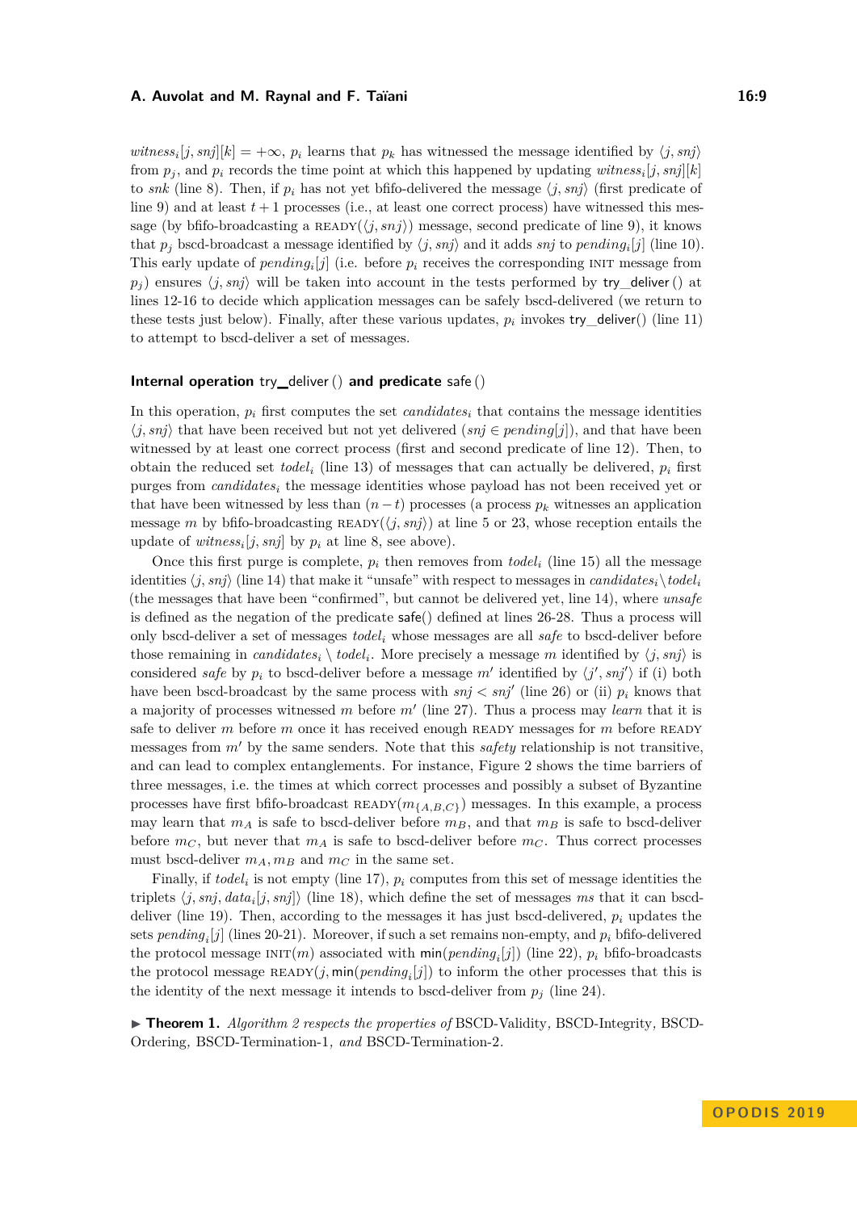$witness_i[j, snj][k] = +\infty$, $p_i$ learns that $p_k$ has witnessed the message identified by $\langle j, snj \rangle$ from $p_j$, and $p_i$ records the time point at which this happened by updating $witness_i[j, snj][k]$ to $snk$ (line 8). Then, if $p_i$ has not yet bfifo-delivered the message $\langle j, snj \rangle$ (first predicate of line 9) and at least $t+1$ processes (i.e., at least one correct process) have witnessed this message (by bfifo-broadcasting a READY($\langle j, snj \rangle$) message, second predicate of line 9), it knows that $p_j$ bscd-broadcast a message identified by $\langle j, snj \rangle$ and it adds $snj$ to $pending_i[j]$ (line 10). This early update of $pending_i[j]$ (i.e. before $p_i$ receives the corresponding INIT message from $p_j$) ensures $\langle j, snj \rangle$ will be taken into account in the tests performed by try_deliver() at lines 12-16 to decide which application messages can be safely bscd-delivered (we return to these tests just below). Finally, after these various updates, $p_i$ invokes try_deliver() (line 11) to attempt to bscd-deliver a set of messages.

### Internal operation try_deliver() and predicate safe()

In this operation, $p_i$ first computes the set $candidates_i$ that contains the message identities $\langle j, snj \rangle$ that have been received but not yet delivered ($snj \in pending[j]$), and that have been witnessed by at least one correct process (first and second predicate of line 12). Then, to obtain the reduced set $todel_i$ (line 13) of messages that can actually be delivered, $p_i$ first purges from $candidates_i$ the message identities whose payload has not been received yet or that have been witnessed by less than $(n-t)$ processes (a process $p_k$ witnesses an application message $m$ by bfifo-broadcasting READY($\langle j, snj \rangle$) at line 5 or 23, whose reception entails the update of $witness_i[j, snj]$ by $p_i$ at line 8, see above).

Once this first purge is complete, $p_i$ then removes from $todel_i$ (line 15) all the message identities $\langle j, snj \rangle$ (line 14) that make it "unsafe" with respect to messages in $candidates_i \setminus todel_i$ (the messages that have been "confirmed", but cannot be delivered yet, line 14), where *unsafe* is defined as the negation of the predicate safe() defined at lines 26-28. Thus a process will only bscd-deliver a set of messages $todel_i$ whose messages are all *safe* to bscd-deliver before those remaining in $candidates_i \setminus todel_i$. More precisely a message $m$ identified by $\langle j, snj \rangle$ is considered *safe* by $p_i$ to bscd-deliver before a message $m'$ identified by $\langle j', snj' \rangle$ if (i) both have been bscd-broadcast by the same process with $snj < snj'$ (line 26) or (ii) $p_i$ knows that a majority of processes witnessed $m$ before $m'$ (line 27). Thus a process may *learn* that it is safe to deliver $m$ before $m$ once it has received enough READY messages for $m$ before READY messages from $m'$ by the same senders. Note that this *safety* relationship is not transitive, and can lead to complex entanglements. For instance, Figure 2 shows the time barriers of three messages, i.e. the times at which correct processes and possibly a subset of Byzantine processes have first bfifo-broadcast READY($m_{\{A,B,C\}}$) messages. In this example, a process may learn that $m_A$ is safe to bscd-deliver before $m_B$, and that $m_B$ is safe to bscd-deliver before $m_C$, but never that $m_A$ is safe to bscd-deliver before $m_C$. Thus correct processes must bscd-deliver $m_A, m_B$ and $m_C$ in the same set.

Finally, if $todel_i$ is not empty (line 17), $p_i$ computes from this set of message identities the triplets $\langle j, snj, data_i[j, snj] \rangle$ (line 18), which define the set of messages $ms$ that it can bscd-deliver (line 19). Then, according to the messages it has just bscd-delivered, $p_i$ updates the sets $pending_i[j]$ (lines 20-21). Moreover, if such a set remains non-empty, and $p_i$ bfifo-delivered the protocol message INIT($m$) associated with $\min(pending_i[j])$ (line 22), $p_i$ bfifo-broadcasts the protocol message READY($j, \min(pending_i[j])$) to inform the other processes that this is the identity of the next message it intends to bscd-deliver from $p_j$ (line 24).

▶ **Theorem 1.** *Algorithm 2 respects the properties of* BSCD-Validity*,* BSCD-Integrity*,* BSCD-Ordering*,* BSCD-Termination-1*, and* BSCD-Termination-2*.*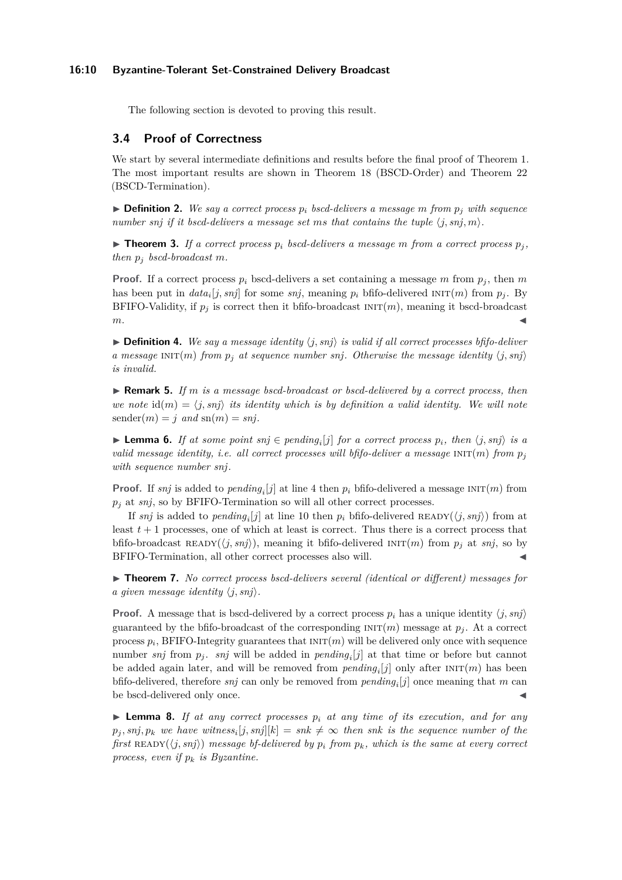The following section is devoted to proving this result.

## 3.4 Proof of Correctness

We start by several intermediate definitions and results before the final proof of Theorem 1. The most important results are shown in Theorem 18 (BSCD-Order) and Theorem 22 (BSCD-Termination).

▶ **Definition 2.** *We say a correct process $p_i$ bscd-delivers a message $m$ from $p_j$ with sequence number $snj$ if it bscd-delivers a message set $ms$ that contains the tuple $\langle j, snj, m\rangle$.*

▶ **Theorem 3.** *If a correct process $p_i$ bscd-delivers a message $m$ from a correct process $p_j$, then $p_j$ bscd-broadcast $m$.*

**Proof.** If a correct process $p_i$ bscd-delivers a set containing a message $m$ from $p_j$, then $m$ has been put in $data_i[j, snj]$ for some $snj$, meaning $p_i$ bfifo-delivered $\text{INIT}(m)$ from $p_j$. By BFIFO-Validity, if $p_j$ is correct then it bfifo-broadcast $\text{INIT}(m)$, meaning it bscd-broadcast $m$. ◀

▶ **Definition 4.** *We say a message identity $\langle j, snj\rangle$ is valid if all correct processes bfifo-deliver a message $\text{INIT}(m)$ from $p_j$ at sequence number $snj$. Otherwise the message identity $\langle j, snj\rangle$ is invalid.*

▶ **Remark 5.** *If $m$ is a message bscd-broadcast or bscd-delivered by a correct process, then we note $\text{id}(m) = \langle j, snj\rangle$ its identity which is by definition a valid identity. We will note $\text{sender}(m) = j$ and $\text{sn}(m) = snj$.*

▶ **Lemma 6.** *If at some point $snj \in pending_i[j]$ for a correct process $p_i$, then $\langle j, snj\rangle$ is a valid message identity, i.e. all correct processes will bfifo-deliver a message $\text{INIT}(m)$ from $p_j$ with sequence number $snj$.*

**Proof.** If $snj$ is added to $pending_i[j]$ at line 4 then $p_i$ bfifo-delivered a message $\text{INIT}(m)$ from $p_j$ at $snj$, so by BFIFO-Termination so will all other correct processes.

If $snj$ is added to $pending_i[j]$ at line 10 then $p_i$ bfifo-delivered $\text{READY}(\langle j, snj\rangle)$ from at least $t+1$ processes, one of which at least is correct. Thus there is a correct process that bfifo-broadcast $\text{READY}(\langle j, snj\rangle)$, meaning it bfifo-delivered $\text{INIT}(m)$ from $p_j$ at $snj$, so by BFIFO-Termination, all other correct processes also will. ◀

▶ **Theorem 7.** *No correct process bscd-delivers several (identical or different) messages for a given message identity $\langle j, snj\rangle$.*

**Proof.** A message that is bscd-delivered by a correct process $p_i$ has a unique identity $\langle j, snj\rangle$ guaranteed by the bfifo-broadcast of the corresponding $\text{INIT}(m)$ message at $p_j$. At a correct process $p_i$, BFIFO-Integrity guarantees that $\text{INIT}(m)$ will be delivered only once with sequence number $snj$ from $p_j$. $snj$ will be added in $pending_i[j]$ at that time or before but cannot be added again later, and will be removed from $pending_i[j]$ only after $\text{INIT}(m)$ has been bfifo-delivered, therefore $snj$ can only be removed from $pending_i[j]$ once meaning that $m$ can be bscd-delivered only once. ◀

▶ **Lemma 8.** *If at any correct processes $p_i$ at any time of its execution, and for any $p_j, snj, p_k$ we have $witness_i[j, snj][k] = snk \neq \infty$ then $snk$ is the sequence number of the first $\text{READY}(\langle j, snj\rangle)$ message bf-delivered by $p_i$ from $p_k$, which is the same at every correct process, even if $p_k$ is Byzantine.*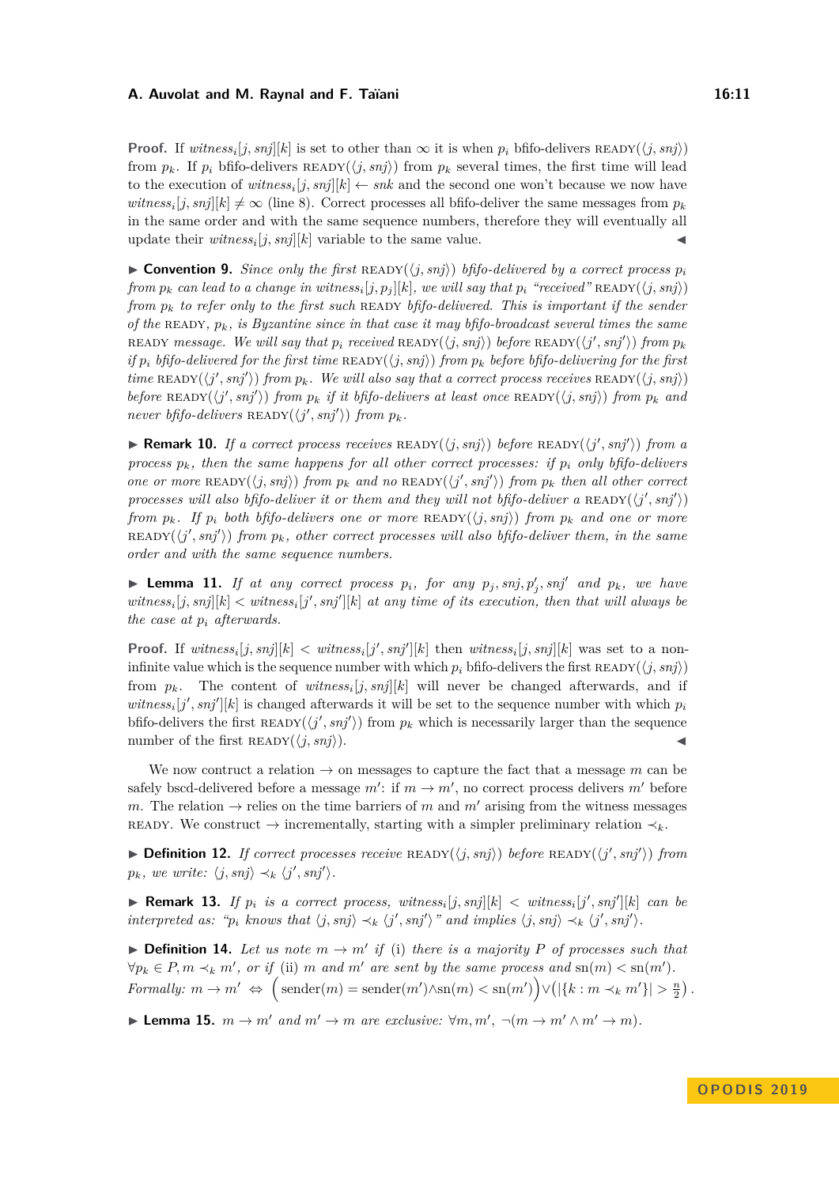**Proof.** If $witness_i[j, snj][k]$ is set to other than $\infty$ it is when $p_i$ bfifo-delivers $\text{READY}(\langle j, snj\rangle)$ from $p_k$. If $p_i$ bfifo-delivers $\text{READY}(\langle j, snj\rangle)$ from $p_k$ several times, the first time will lead to the execution of $witness_i[j, snj][k] \leftarrow snk$ and the second one won't because we now have $witness_i[j, snj][k] \neq \infty$ (line 8). Correct processes all bfifo-deliver the same messages from $p_k$ in the same order and with the same sequence numbers, therefore they will eventually all update their $witness_i[j, snj][k]$ variable to the same value. ◀

▶ **Convention 9.** *Since only the first* $\text{READY}(\langle j, snj\rangle)$ *bfifo-delivered by a correct process* $p_i$ *from* $p_k$ *can lead to a change in* $witness_i[j, p_j][k]$*, we will say that* $p_i$ *"received"* $\text{READY}(\langle j, snj\rangle)$ *from* $p_k$ *to refer only to the first such* READY *bfifo-delivered. This is important if the sender of the* READY*,* $p_k$*, is Byzantine since in that case it may bfifo-broadcast several times the same* READY *message. We will say that* $p_i$ *received* $\text{READY}(\langle j, snj\rangle)$ *before* $\text{READY}(\langle j', snj'\rangle)$ *from* $p_k$ *if* $p_i$ *bfifo-delivered for the first time* $\text{READY}(\langle j, snj\rangle)$ *from* $p_k$ *before bfifo-delivering for the first time* $\text{READY}(\langle j', snj'\rangle)$ *from* $p_k$*. We will also say that a correct process receives* $\text{READY}(\langle j, snj\rangle)$ *before* $\text{READY}(\langle j', snj'\rangle)$ *from* $p_k$ *if it bfifo-delivers at least once* $\text{READY}(\langle j, snj\rangle)$ *from* $p_k$ *and never bfifo-delivers* $\text{READY}(\langle j', snj'\rangle)$ *from* $p_k$*.*

▶ **Remark 10.** *If a correct process receives* $\text{READY}(\langle j, snj\rangle)$ *before* $\text{READY}(\langle j', snj'\rangle)$ *from a process* $p_k$*, then the same happens for all other correct processes: if* $p_i$ *only bfifo-delivers one or more* $\text{READY}(\langle j, snj\rangle)$ *from* $p_k$ *and no* $\text{READY}(\langle j', snj'\rangle)$ *from* $p_k$ *then all other correct processes will also bfifo-deliver it or them and they will not bfifo-deliver a* $\text{READY}(\langle j', snj'\rangle)$ *from* $p_k$*. If* $p_i$ *both bfifo-delivers one or more* $\text{READY}(\langle j, snj\rangle)$ *from* $p_k$ *and one or more* $\text{READY}(\langle j', snj'\rangle)$ *from* $p_k$*, other correct processes will also bfifo-deliver them, in the same order and with the same sequence numbers.*

▶ **Lemma 11.** *If at any correct process* $p_i$*, for any* $p_j, snj, p'_j, snj'$ *and* $p_k$*, we have* $witness_i[j, snj][k] < witness_i[j', snj'][k]$ *at any time of its execution, then that will always be the case at* $p_i$ *afterwards.*

**Proof.** If $witness_i[j, snj][k] < witness_i[j', snj'][k]$ then $witness_i[j, snj][k]$ was set to a non-infinite value which is the sequence number with which $p_i$ bfifo-delivers the first $\text{READY}(\langle j, snj\rangle)$ from $p_k$. The content of $witness_i[j, snj][k]$ will never be changed afterwards, and if $witness_i[j', snj'][k]$ is changed afterwards it will be set to the sequence number with which $p_i$ bfifo-delivers the first $\text{READY}(\langle j', snj'\rangle)$ from $p_k$ which is necessarily larger than the sequence number of the first $\text{READY}(\langle j, snj\rangle)$. ◀

We now contruct a relation $\rightarrow$ on messages to capture the fact that a message $m$ can be safely bscd-delivered before a message $m'$: if $m \rightarrow m'$, no correct process delivers $m'$ before $m$. The relation $\rightarrow$ relies on the time barriers of $m$ and $m'$ arising from the witness messages READY. We construct $\rightarrow$ incrementally, starting with a simpler preliminary relation $\prec_k$.

▶ **Definition 12.** *If correct processes receive* $\text{READY}(\langle j, snj\rangle)$ *before* $\text{READY}(\langle j', snj'\rangle)$ *from* $p_k$*, we write:* $\langle j, snj\rangle \prec_k \langle j', snj'\rangle$*.*

▶ **Remark 13.** *If* $p_i$ *is a correct process,* $witness_i[j, snj][k] < witness_i[j', snj'][k]$ *can be interpreted as: "*$p_i$ *knows that* $\langle j, snj\rangle \prec_k \langle j', snj'\rangle$*" and implies* $\langle j, snj\rangle \prec_k \langle j', snj'\rangle$*.*

▶ **Definition 14.** *Let us note* $m \rightarrow m'$ *if (i) there is a majority* $P$ *of processes such that* $\forall p_k \in P, m \prec_k m'$*, or if (ii)* $m$ *and* $m'$ *are sent by the same process and* $\text{sn}(m) < \text{sn}(m')$*. Formally:* $m \rightarrow m' \;\Leftrightarrow\; \Big(\text{sender}(m) = \text{sender}(m') \wedge \text{sn}(m) < \text{sn}(m')\Big) \vee \Big(|\{k : m \prec_k m'\}| > \frac{n}{2}\Big)$*.*

▶ **Lemma 15.** $m \rightarrow m'$ *and* $m' \rightarrow m$ *are exclusive:* $\forall m, m', \neg(m \rightarrow m' \wedge m' \rightarrow m)$*.*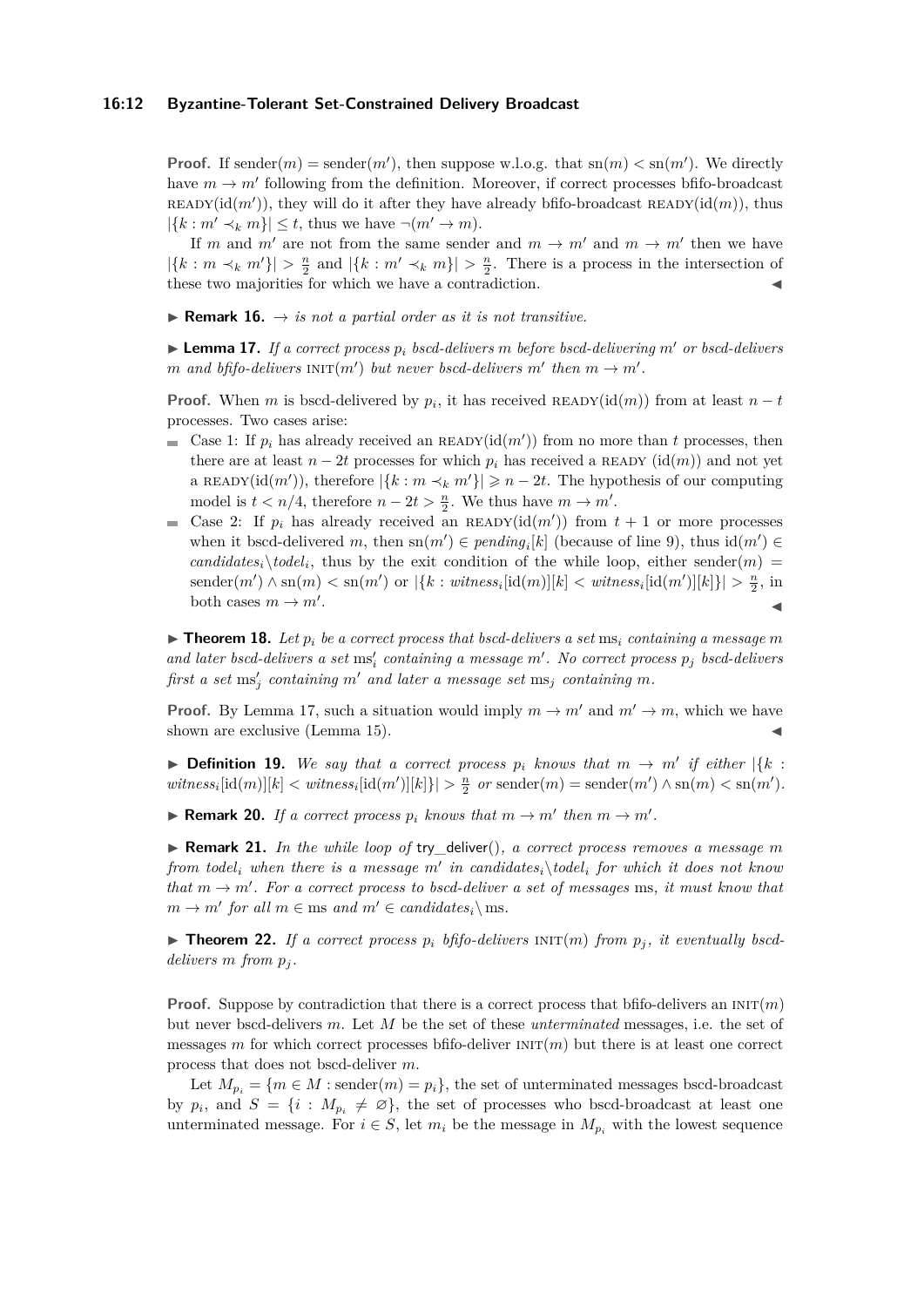**Proof.** If $\text{sender}(m) = \text{sender}(m')$, then suppose w.l.o.g. that $\text{sn}(m) < \text{sn}(m')$. We directly have $m \to m'$ following from the definition. Moreover, if correct processes bfifo-broadcast $\text{READY}(\text{id}(m'))$, they will do it after they have already bfifo-broadcast $\text{READY}(\text{id}(m))$, thus $|\{k : m' \prec_k m\}| \leq t$, thus we have $\neg(m' \to m)$.

If $m$ and $m'$ are not from the same sender and $m \to m'$ and $m \to m'$ then we have $|\{k : m \prec_k m'\}| > \frac{n}{2}$ and $|\{k : m' \prec_k m\}| > \frac{n}{2}$. There is a process in the intersection of these two majorities for which we have a contradiction. ◀

▶ **Remark 16.** *$\to$ is not a partial order as it is not transitive.*

▶ **Lemma 17.** *If a correct process $p_i$ bscd-delivers $m$ before bscd-delivering $m'$ or bscd-delivers $m$ and bfifo-delivers $\text{INIT}(m')$ but never bscd-delivers $m'$ then $m \to m'$.*

**Proof.** When $m$ is bscd-delivered by $p_i$, it has received $\text{READY}(\text{id}(m))$ from at least $n - t$ processes. Two cases arise:

- Case 1: If $p_i$ has already received an $\text{READY}(\text{id}(m'))$ from no more than $t$ processes, then there are at least $n - 2t$ processes for which $p_i$ has received a READY $(\text{id}(m))$ and not yet a $\text{READY}(\text{id}(m'))$, therefore $|\{k : m \prec_k m'\}| \geqslant n - 2t$. The hypothesis of our computing model is $t < n/4$, therefore $n - 2t > \frac{n}{2}$. We thus have $m \to m'$.
- Case 2: If $p_i$ has already received an $\text{READY}(\text{id}(m'))$ from $t + 1$ or more processes when it bscd-delivered $m$, then $\text{sn}(m') \in \mathit{pending}_i[k]$ (because of line 9), thus $\text{id}(m') \in \mathit{candidates}_i \backslash \mathit{todel}_i$, thus by the exit condition of the while loop, either $\text{sender}(m) = \text{sender}(m') \wedge \text{sn}(m) < \text{sn}(m')$ or $|\{k : \mathit{witness}_i[\text{id}(m)][k] < \mathit{witness}_i[\text{id}(m')][k]\}| > \frac{n}{2}$, in both cases $m \to m'$. ◀

▶ **Theorem 18.** *Let $p_i$ be a correct process that bscd-delivers a set $\text{ms}_i$ containing a message $m$ and later bscd-delivers a set $\text{ms}'_i$ containing a message $m'$. No correct process $p_j$ bscd-delivers first a set $\text{ms}'_j$ containing $m'$ and later a message set $\text{ms}_j$ containing $m$.*

**Proof.** By Lemma 17, such a situation would imply $m \to m'$ and $m' \to m$, which we have shown are exclusive (Lemma 15). ◀

▶ **Definition 19.** *We say that a correct process $p_i$ knows that $m \to m'$ if either $|\{k : \mathit{witness}_i[\text{id}(m)][k] < \mathit{witness}_i[\text{id}(m')][k]\}| > \frac{n}{2}$ or $\text{sender}(m) = \text{sender}(m') \wedge \text{sn}(m) < \text{sn}(m')$.*

▶ **Remark 20.** *If a correct process $p_i$ knows that $m \to m'$ then $m \to m'$.*

▶ **Remark 21.** *In the while loop of* try_deliver()*, a correct process removes a message $m$ from $\mathit{todel}_i$ when there is a message $m'$ in $\mathit{candidates}_i \backslash \mathit{todel}_i$ for which it does not know that $m \to m'$. For a correct process to bscd-deliver a set of messages* ms*, it must know that $m \to m'$ for all $m \in \text{ms}$ and $m' \in \mathit{candidates}_i \backslash \text{ms}$.*

▶ **Theorem 22.** *If a correct process $p_i$ bfifo-delivers $\text{INIT}(m)$ from $p_j$, it eventually bscd-delivers $m$ from $p_j$.*

**Proof.** Suppose by contradiction that there is a correct process that bfifo-delivers an $\text{INIT}(m)$ but never bscd-delivers $m$. Let $M$ be the set of these *unterminated* messages, i.e. the set of messages $m$ for which correct processes bfifo-deliver $\text{INIT}(m)$ but there is at least one correct process that does not bscd-deliver $m$.

Let $M_{p_i} = \{m \in M : \text{sender}(m) = p_i\}$, the set of unterminated messages bscd-broadcast by $p_i$, and $S = \{i : M_{p_i} \neq \varnothing\}$, the set of processes who bscd-broadcast at least one unterminated message. For $i \in S$, let $m_i$ be the message in $M_{p_i}$ with the lowest sequence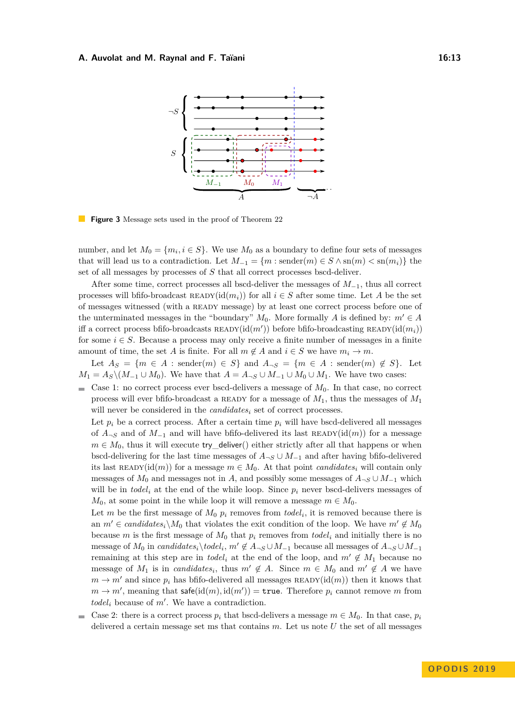**Figure 3** Message sets used in the proof of Theorem 22

number, and let $M_0 = \{m_i, i \in S\}$. We use $M_0$ as a boundary to define four sets of messages that will lead us to a contradiction. Let $M_{-1} = \{m : \text{sender}(m) \in S \wedge \text{sn}(m) < \text{sn}(m_i)\}$ the set of all messages by processes of $S$ that all correct processes bscd-deliver.

After some time, correct processes all bscd-deliver the messages of $M_{-1}$, thus all correct processes will bfifo-broadcast $\text{READY}(\text{id}(m_i))$ for all $i \in S$ after some time. Let $A$ be the set of messages witnessed (with a READY message) by at least one correct process before one of the unterminated messages in the "boundary" $M_0$. More formally $A$ is defined by: $m' \in A$ iff a correct process bfifo-broadcasts $\text{READY}(\text{id}(m'))$ before bfifo-broadcasting $\text{READY}(\text{id}(m_i))$ for some $i \in S$. Because a process may only receive a finite number of messages in a finite amount of time, the set $A$ is finite. For all $m \notin A$ and $i \in S$ we have $m_i \to m$.

Let $A_S = \{m \in A : \text{sender}(m) \in S\}$ and $A_{\neg S} = \{m \in A : \text{sender}(m) \notin S\}$. Let $M_1 = A_S \backslash (M_{-1} \cup M_0)$. We have that $A = A_{\neg S} \cup M_{-1} \cup M_0 \cup M_1$. We have two cases:

- Case 1: no correct process ever bscd-delivers a message of $M_0$. In that case, no correct process will ever bfifo-broadcast a READY for a message of $M_1$, thus the messages of $M_1$ will never be considered in the $candidates_i$ set of correct processes.

  Let $p_i$ be a correct process. After a certain time $p_i$ will have bscd-delivered all messages of $A_{\neg S}$ and of $M_{-1}$ and will have bfifo-delivered its last $\text{READY}(\text{id}(m))$ for a message $m \in M_0$, thus it will execute try_deliver() either strictly after all that happens or when bscd-delivering for the last time messages of $A_{\neg S} \cup M_{-1}$ and after having bfifo-delivered its last $\text{READY}(\text{id}(m))$ for a message $m \in M_0$. At that point $candidates_i$ will contain only messages of $M_0$ and messages not in $A$, and possibly some messages of $A_{\neg S} \cup M_{-1}$ which will be in $todel_i$ at the end of the while loop. Since $p_i$ never bscd-delivers messages of $M_0$, at some point in the while loop it will remove a message $m \in M_0$.

  Let $m$ be the first message of $M_0$ $p_i$ removes from $todel_i$, it is removed because there is an $m' \in candidates_i \backslash M_0$ that violates the exit condition of the loop. We have $m' \notin M_0$ because $m$ is the first message of $M_0$ that $p_i$ removes from $todel_i$ and initially there is no message of $M_0$ in $candidates_i \backslash todel_i$, $m' \notin A_{\neg S} \cup M_{-1}$ because all messages of $A_{\neg S} \cup M_{-1}$ remaining at this step are in $todel_i$ at the end of the loop, and $m' \notin M_1$ because no message of $M_1$ is in $candidates_i$, thus $m' \notin A$. Since $m \in M_0$ and $m' \notin A$ we have $m \to m'$ and since $p_i$ has bfifo-delivered all messages $\text{READY}(\text{id}(m))$ then it knows that $m \to m'$, meaning that $\mathsf{safe}(\text{id}(m), \text{id}(m')) = \texttt{true}$. Therefore $p_i$ cannot remove $m$ from $todel_i$ because of $m'$. We have a contradiction.

- Case 2: there is a correct process $p_i$ that bscd-delivers a message $m \in M_0$. In that case, $p_i$ delivered a certain message set ms that contains $m$. Let us note $U$ the set of all messages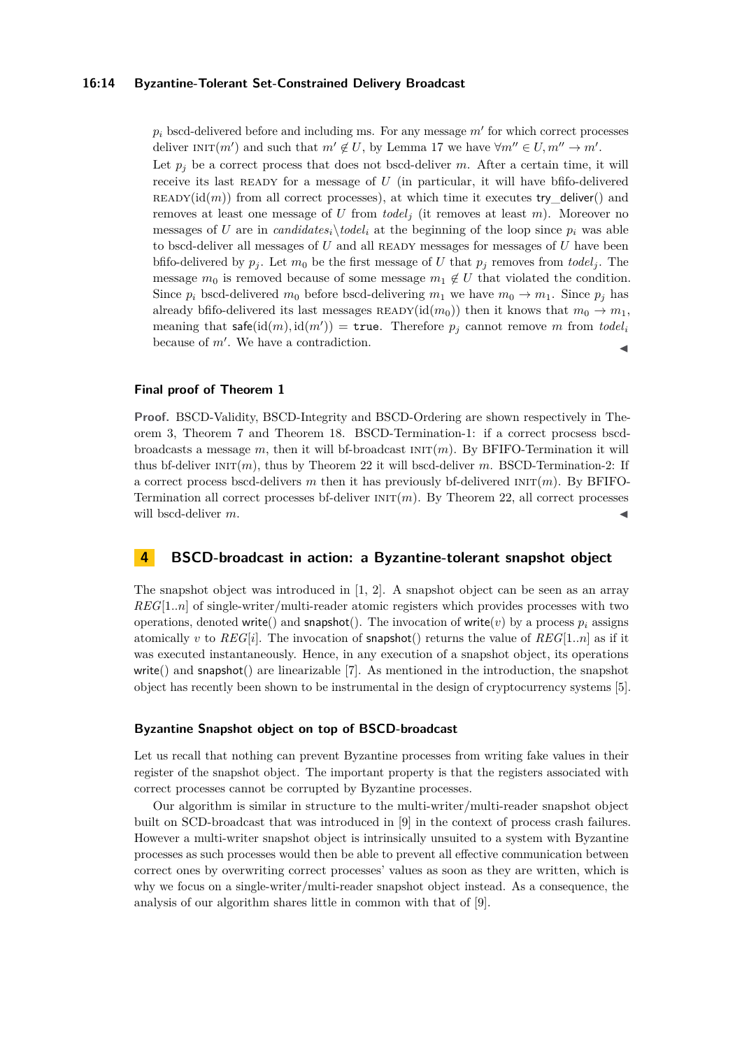$p_i$ bscd-delivered before and including ms. For any message $m'$ for which correct processes deliver $\text{INIT}(m')$ and such that $m' \notin U$, by Lemma 17 we have $\forall m'' \in U, m'' \to m'$.

Let $p_j$ be a correct process that does not bscd-deliver $m$. After a certain time, it will receive its last READY for a message of $U$ (in particular, it will have bfifo-delivered $\text{READY}(\text{id}(m))$ from all correct processes), at which time it executes try_deliver() and removes at least one message of $U$ from $todel_j$ (it removes at least $m$). Moreover no messages of $U$ are in $candidates_i \backslash todel_i$ at the beginning of the loop since $p_i$ was able to bscd-deliver all messages of $U$ and all READY messages for messages of $U$ have been bfifo-delivered by $p_j$. Let $m_0$ be the first message of $U$ that $p_j$ removes from $todel_j$. The message $m_0$ is removed because of some message $m_1 \notin U$ that violated the condition. Since $p_i$ bscd-delivered $m_0$ before bscd-delivering $m_1$ we have $m_0 \to m_1$. Since $p_j$ has already bfifo-delivered its last messages $\text{READY}(\text{id}(m_0))$ then it knows that $m_0 \to m_1$, meaning that $\text{safe}(\text{id}(m), \text{id}(m')) = \texttt{true}$. Therefore $p_j$ cannot remove $m$ from $todel_i$ because of $m'$. We have a contradiction. ◀

### Final proof of Theorem 1

**Proof.** BSCD-Validity, BSCD-Integrity and BSCD-Ordering are shown respectively in Theorem 3, Theorem 7 and Theorem 18. BSCD-Termination-1: if a correct procsess bscd-broadcasts a message $m$, then it will bf-broadcast $\text{INIT}(m)$. By BFIFO-Termination it will thus bf-deliver $\text{INIT}(m)$, thus by Theorem 22 it will bscd-deliver $m$. BSCD-Termination-2: If a correct process bscd-delivers $m$ then it has previously bf-delivered $\text{INIT}(m)$. By BFIFO-Termination all correct processes bf-deliver $\text{INIT}(m)$. By Theorem 22, all correct processes will bscd-deliver $m$. ◀

## 4 BSCD-broadcast in action: a Byzantine-tolerant snapshot object

The snapshot object was introduced in [1, 2]. A snapshot object can be seen as an array $REG[1..n]$ of single-writer/multi-reader atomic registers which provides processes with two operations, denoted write() and snapshot(). The invocation of write($v$) by a process $p_i$ assigns atomically $v$ to $REG[i]$. The invocation of snapshot() returns the value of $REG[1..n]$ as if it was executed instantaneously. Hence, in any execution of a snapshot object, its operations write() and snapshot() are linearizable [7]. As mentioned in the introduction, the snapshot object has recently been shown to be instrumental in the design of cryptocurrency systems [5].

### Byzantine Snapshot object on top of BSCD-broadcast

Let us recall that nothing can prevent Byzantine processes from writing fake values in their register of the snapshot object. The important property is that the registers associated with correct processes cannot be corrupted by Byzantine processes.

Our algorithm is similar in structure to the multi-writer/multi-reader snapshot object built on SCD-broadcast that was introduced in [9] in the context of process crash failures. However a multi-writer snapshot object is intrinsically unsuited to a system with Byzantine processes as such processes would then be able to prevent all effective communication between correct ones by overwriting correct processes' values as soon as they are written, which is why we focus on a single-writer/multi-reader snapshot object instead. As a consequence, the analysis of our algorithm shares little in common with that of [9].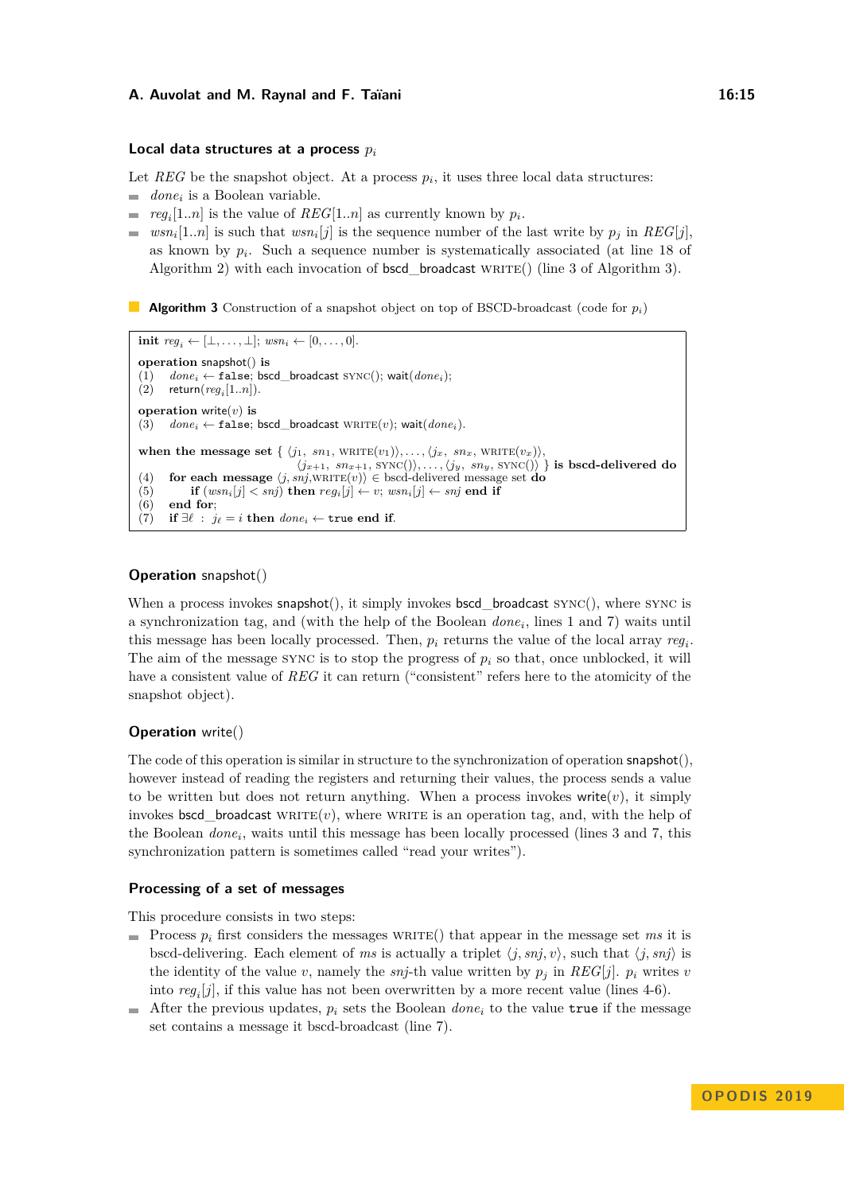### Local data structures at a process $p_i$

Let $REG$ be the snapshot object. At a process $p_i$, it uses three local data structures:

- $done_i$ is a Boolean variable.
- $reg_i[1..n]$ is the value of $REG[1..n]$ as currently known by $p_i$.
- $wsn_i[1..n]$ is such that $wsn_i[j]$ is the sequence number of the last write by $p_j$ in $REG[j]$, as known by $p_i$. Such a sequence number is systematically associated (at line 18 of Algorithm 2) with each invocation of bscd_broadcast WRITE() (line 3 of Algorithm 3).

**Algorithm 3** Construction of a snapshot object on top of BSCD-broadcast (code for $p_i$)

```
init reg_i ← [⊥, . . . , ⊥]; wsn_i ← [0, . . . , 0].

operation snapshot() is
(1)   done_i ← false; bscd_broadcast SYNC(); wait(done_i);
(2)   return(reg_i[1..n]).

operation write(v) is
(3)   done_i ← false; bscd_broadcast WRITE(v); wait(done_i).

when the message set { ⟨j_1, sn_1, WRITE(v_1)⟩, . . . , ⟨j_x, sn_x, WRITE(v_x)⟩,
                       ⟨j_{x+1}, sn_{x+1}, SYNC()⟩, . . . , ⟨j_y, sn_y, SYNC()⟩ } is bscd-delivered do
(4)   for each message ⟨j, snj, WRITE(v)⟩ ∈ bscd-delivered message set do
(5)       if (wsn_i[j] < snj) then reg_i[j] ← v; wsn_i[j] ← snj end if
(6)   end for;
(7)   if ∃ℓ : j_ℓ = i then done_i ← true end if.
```

### Operation snapshot()

When a process invokes snapshot(), it simply invokes bscd_broadcast SYNC(), where SYNC is a synchronization tag, and (with the help of the Boolean $done_i$, lines 1 and 7) waits until this message has been locally processed. Then, $p_i$ returns the value of the local array $reg_i$. The aim of the message SYNC is to stop the progress of $p_i$ so that, once unblocked, it will have a consistent value of $REG$ it can return ("consistent" refers here to the atomicity of the snapshot object).

### Operation write()

The code of this operation is similar in structure to the synchronization of operation snapshot(), however instead of reading the registers and returning their values, the process sends a value to be written but does not return anything. When a process invokes write($v$), it simply invokes bscd_broadcast WRITE($v$), where WRITE is an operation tag, and, with the help of the Boolean $done_i$, waits until this message has been locally processed (lines 3 and 7, this synchronization pattern is sometimes called "read your writes").

### Processing of a set of messages

This procedure consists in two steps:

- Process $p_i$ first considers the messages WRITE() that appear in the message set $ms$ it is bscd-delivering. Each element of $ms$ is actually a triplet $\langle j, snj, v\rangle$, such that $\langle j, snj\rangle$ is the identity of the value $v$, namely the $snj$-th value written by $p_j$ in $REG[j]$. $p_i$ writes $v$ into $reg_i[j]$, if this value has not been overwritten by a more recent value (lines 4-6).
- After the previous updates, $p_i$ sets the Boolean $done_i$ to the value true if the message set contains a message it bscd-broadcast (line 7).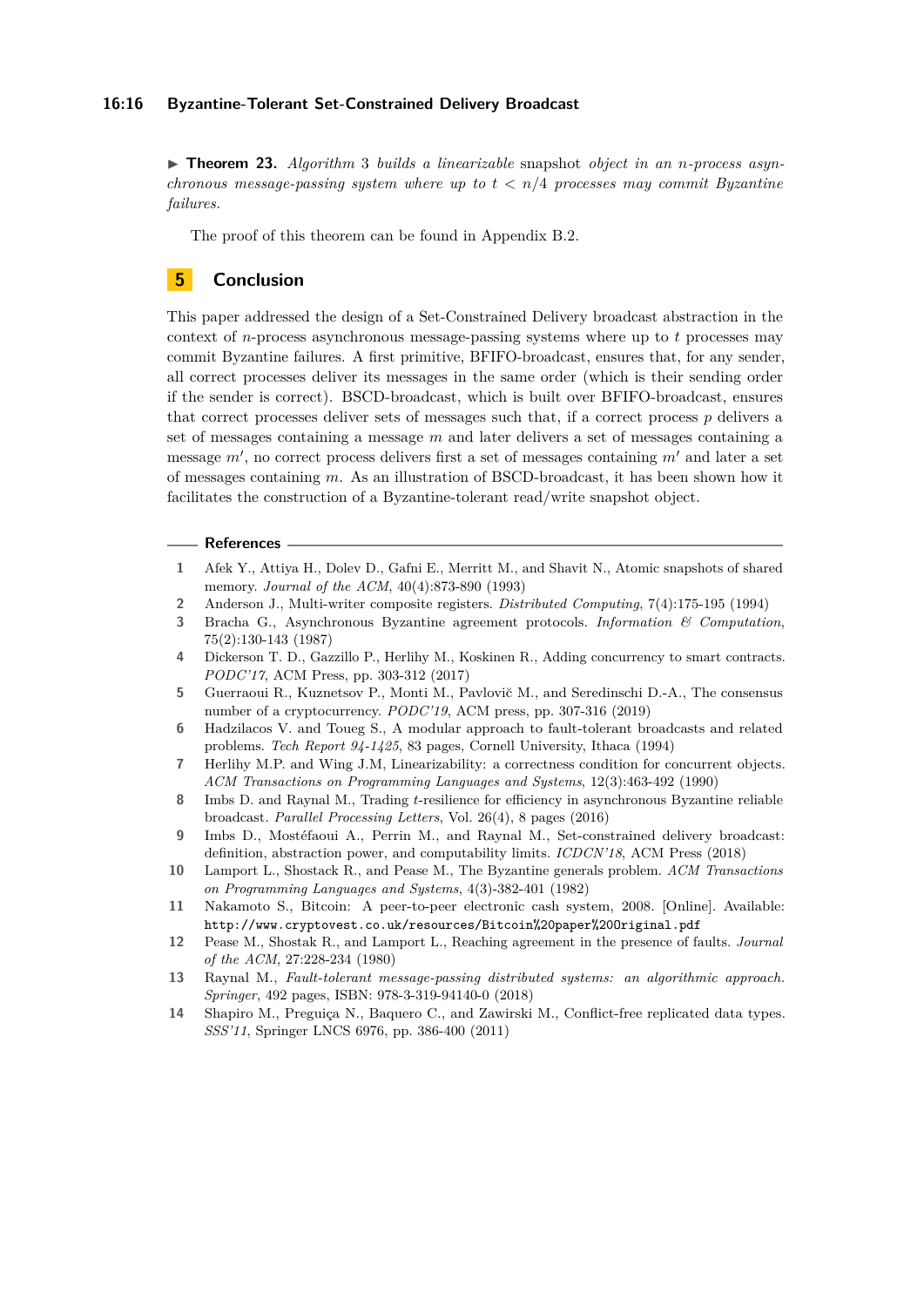▶ **Theorem 23.** *Algorithm* 3 *builds a linearizable* snapshot *object in an* $n$*-process asynchronous message-passing system where up to* $t < n/4$ *processes may commit Byzantine failures.*

The proof of this theorem can be found in Appendix B.2.

## 5 Conclusion

This paper addressed the design of a Set-Constrained Delivery broadcast abstraction in the context of $n$-process asynchronous message-passing systems where up to $t$ processes may commit Byzantine failures. A first primitive, BFIFO-broadcast, ensures that, for any sender, all correct processes deliver its messages in the same order (which is their sending order if the sender is correct). BSCD-broadcast, which is built over BFIFO-broadcast, ensures that correct processes deliver sets of messages such that, if a correct process $p$ delivers a set of messages containing a message $m$ and later delivers a set of messages containing a message $m'$, no correct process delivers first a set of messages containing $m'$ and later a set of messages containing $m$. As an illustration of BSCD-broadcast, it has been shown how it facilitates the construction of a Byzantine-tolerant read/write snapshot object.

### References

1. Afek Y., Attiya H., Dolev D., Gafni E., Merritt M., and Shavit N., Atomic snapshots of shared memory. *Journal of the ACM*, 40(4):873-890 (1993)
2. Anderson J., Multi-writer composite registers. *Distributed Computing*, 7(4):175-195 (1994)
3. Bracha G., Asynchronous Byzantine agreement protocols. *Information & Computation*, 75(2):130-143 (1987)
4. Dickerson T. D., Gazzillo P., Herlihy M., Koskinen R., Adding concurrency to smart contracts. *PODC'17*, ACM Press, pp. 303-312 (2017)
5. Guerraoui R., Kuznetsov P., Monti M., Pavlovič M., and Seredinschi D.-A., The consensus number of a cryptocurrency. *PODC'19*, ACM press, pp. 307-316 (2019)
6. Hadzilacos V. and Toueg S., A modular approach to fault-tolerant broadcasts and related problems. *Tech Report 94-1425*, 83 pages, Cornell University, Ithaca (1994)
7. Herlihy M.P. and Wing J.M, Linearizability: a correctness condition for concurrent objects. *ACM Transactions on Programming Languages and Systems*, 12(3):463-492 (1990)
8. Imbs D. and Raynal M., Trading $t$-resilience for efficiency in asynchronous Byzantine reliable broadcast. *Parallel Processing Letters*, Vol. 26(4), 8 pages (2016)
9. Imbs D., Mostéfaoui A., Perrin M., and Raynal M., Set-constrained delivery broadcast: definition, abstraction power, and computability limits. *ICDCN'18*, ACM Press (2018)
10. Lamport L., Shostack R., and Pease M., The Byzantine generals problem. *ACM Transactions on Programming Languages and Systems*, 4(3)-382-401 (1982)
11. Nakamoto S., Bitcoin: A peer-to-peer electronic cash system, 2008. [Online]. Available: `http://www.cryptovest.co.uk/resources/Bitcoin%20paper%20Original.pdf`
12. Pease M., Shostak R., and Lamport L., Reaching agreement in the presence of faults. *Journal of the ACM*, 27:228-234 (1980)
13. Raynal M., *Fault-tolerant message-passing distributed systems: an algorithmic approach*. *Springer*, 492 pages, ISBN: 978-3-319-94140-0 (2018)
14. Shapiro M., Preguiça N., Baquero C., and Zawirski M., Conflict-free replicated data types. *SSS'11*, Springer LNCS 6976, pp. 386-400 (2011)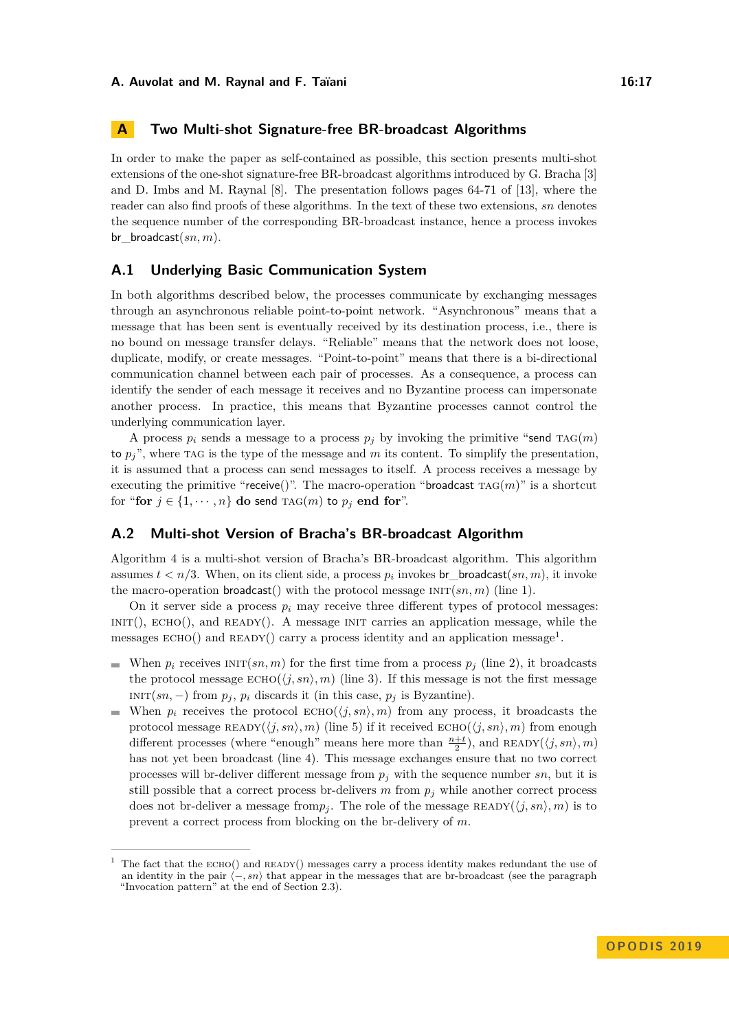# A Two Multi-shot Signature-free BR-broadcast Algorithms

In order to make the paper as self-contained as possible, this section presents multi-shot extensions of the one-shot signature-free BR-broadcast algorithms introduced by G. Bracha [3] and D. Imbs and M. Raynal [8]. The presentation follows pages 64-71 of [13], where the reader can also find proofs of these algorithms. In the text of these two extensions, $sn$ denotes the sequence number of the corresponding BR-broadcast instance, hence a process invokes br_broadcast$(sn, m)$.

## A.1 Underlying Basic Communication System

In both algorithms described below, the processes communicate by exchanging messages through an asynchronous reliable point-to-point network. "Asynchronous" means that a message that has been sent is eventually received by its destination process, i.e., there is no bound on message transfer delays. "Reliable" means that the network does not loose, duplicate, modify, or create messages. "Point-to-point" means that there is a bi-directional communication channel between each pair of processes. As a consequence, a process can identify the sender of each message it receives and no Byzantine process can impersonate another process. In practice, this means that Byzantine processes cannot control the underlying communication layer.

A process $p_i$ sends a message to a process $p_j$ by invoking the primitive "send TAG$(m)$ to $p_j$", where TAG is the type of the message and $m$ its content. To simplify the presentation, it is assumed that a process can send messages to itself. A process receives a message by executing the primitive "receive()". The macro-operation "broadcast TAG$(m)$" is a shortcut for "**for** $j \in \{1, \cdots, n\}$ **do** send TAG$(m)$ to $p_j$ **end for**".

## A.2 Multi-shot Version of Bracha's BR-broadcast Algorithm

Algorithm 4 is a multi-shot version of Bracha's BR-broadcast algorithm. This algorithm assumes $t < n/3$. When, on its client side, a process $p_i$ invokes br_broadcast$(sn, m)$, it invoke the macro-operation broadcast() with the protocol message INIT$(sn, m)$ (line 1).

On it server side a process $p_i$ may receive three different types of protocol messages: INIT(), ECHO(), and READY(). A message INIT carries an application message, while the messages ECHO() and READY() carry a process identity and an application message[1].

- When $p_i$ receives INIT$(sn, m)$ for the first time from a process $p_j$ (line 2), it broadcasts the protocol message ECHO$(\langle j, sn\rangle, m)$ (line 3). If this message is not the first message INIT$(sn, -)$ from $p_j$, $p_i$ discards it (in this case, $p_j$ is Byzantine).
- When $p_i$ receives the protocol ECHO$(\langle j, sn\rangle, m)$ from any process, it broadcasts the protocol message READY$(\langle j, sn\rangle, m)$ (line 5) if it received ECHO$(\langle j, sn\rangle, m)$ from enough different processes (where "enough" means here more than $\frac{n+t}{2}$), and READY$(\langle j, sn\rangle, m)$ has not yet been broadcast (line 4). This message exchanges ensure that no two correct processes will br-deliver different message from $p_j$ with the sequence number $sn$, but it is still possible that a correct process br-delivers $m$ from $p_j$ while another correct process does not br-deliver a message from$p_j$. The role of the message READY$(\langle j, sn\rangle, m)$ is to prevent a correct process from blocking on the br-delivery of $m$.

---

[1] The fact that the ECHO() and READY() messages carry a process identity makes redundant the use of an identity in the pair $\langle -, sn\rangle$ that appear in the messages that are br-broadcast (see the paragraph "Invocation pattern" at the end of Section 2.3).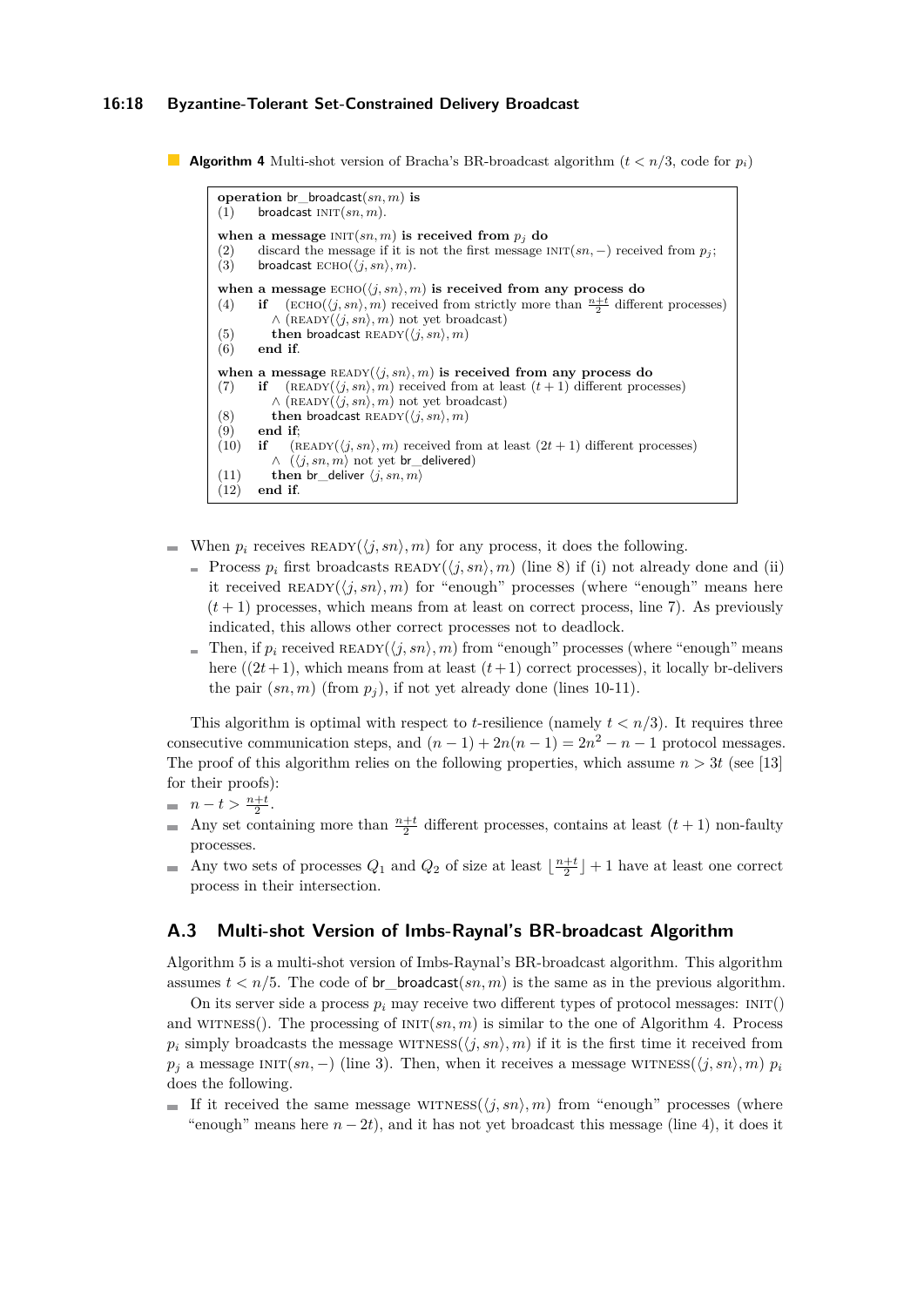**Algorithm 4** Multi-shot version of Bracha's BR-broadcast algorithm ($t < n/3$, code for $p_i$)

```
operation br_broadcast(sn, m) is
(1)      broadcast INIT(sn, m).

when a message INIT(sn, m) is received from p_j do
(2)      discard the message if it is not the first message INIT(sn, −) received from p_j;
(3)      broadcast ECHO(⟨j, sn⟩, m).

when a message ECHO(⟨j, sn⟩, m) is received from any process do
(4)      if    (ECHO(⟨j, sn⟩, m) received from strictly more than (n+t)/2 different processes)
              ∧ (READY(⟨j, sn⟩, m) not yet broadcast)
(5)         then broadcast READY(⟨j, sn⟩, m)
(6)      end if.

when a message READY(⟨j, sn⟩, m) is received from any process do
(7)      if    (READY(⟨j, sn⟩, m) received from at least (t + 1) different processes)
              ∧ (READY(⟨j, sn⟩, m) not yet broadcast)
(8)         then broadcast READY(⟨j, sn⟩, m)
(9)      end if;
(10)     if    (READY(⟨j, sn⟩, m) received from at least (2t + 1) different processes)
              ∧  (⟨j, sn, m⟩ not yet br_delivered)
(11)        then br_deliver ⟨j, sn, m⟩
(12)     end if.
```

- When $p_i$ receives READY$(\langle j, sn\rangle, m)$ for any process, it does the following.
  - Process $p_i$ first broadcasts READY$(\langle j, sn\rangle, m)$ (line 8) if (i) not already done and (ii) it received READY$(\langle j, sn\rangle, m)$ for "enough" processes (where "enough" means here $(t+1)$ processes, which means from at least on correct process, line 7). As previously indicated, this allows other correct processes not to deadlock.
  - Then, if $p_i$ received READY$(\langle j, sn\rangle, m)$ from "enough" processes (where "enough" means here $((2t+1)$, which means from at least $(t+1)$ correct processes), it locally br-delivers the pair $(sn, m)$ (from $p_j$), if not yet already done (lines 10-11).

This algorithm is optimal with respect to $t$-resilience (namely $t < n/3$). It requires three consecutive communication steps, and $(n-1) + 2n(n-1) = 2n^2 - n - 1$ protocol messages. The proof of this algorithm relies on the following properties, which assume $n > 3t$ (see [13] for their proofs):

- $n - t > \frac{n+t}{2}$.
- Any set containing more than $\frac{n+t}{2}$ different processes, contains at least $(t+1)$ non-faulty processes.
- Any two sets of processes $Q_1$ and $Q_2$ of size at least $\lfloor \frac{n+t}{2} \rfloor + 1$ have at least one correct process in their intersection.

## A.3 Multi-shot Version of Imbs-Raynal's BR-broadcast Algorithm

Algorithm 5 is a multi-shot version of Imbs-Raynal's BR-broadcast algorithm. This algorithm assumes $t < n/5$. The code of br_broadcast$(sn, m)$ is the same as in the previous algorithm.

On its server side a process $p_i$ may receive two different types of protocol messages: INIT() and WITNESS(). The processing of INIT$(sn, m)$ is similar to the one of Algorithm 4. Process $p_i$ simply broadcasts the message WITNESS$(\langle j, sn\rangle, m)$ if it is the first time it received from $p_j$ a message INIT$(sn, -)$ (line 3). Then, when it receives a message WITNESS$(\langle j, sn\rangle, m)$ $p_i$ does the following.

- If it received the same message WITNESS$(\langle j, sn\rangle, m)$ from "enough" processes (where "enough" means here $n - 2t$), and it has not yet broadcast this message (line 4), it does it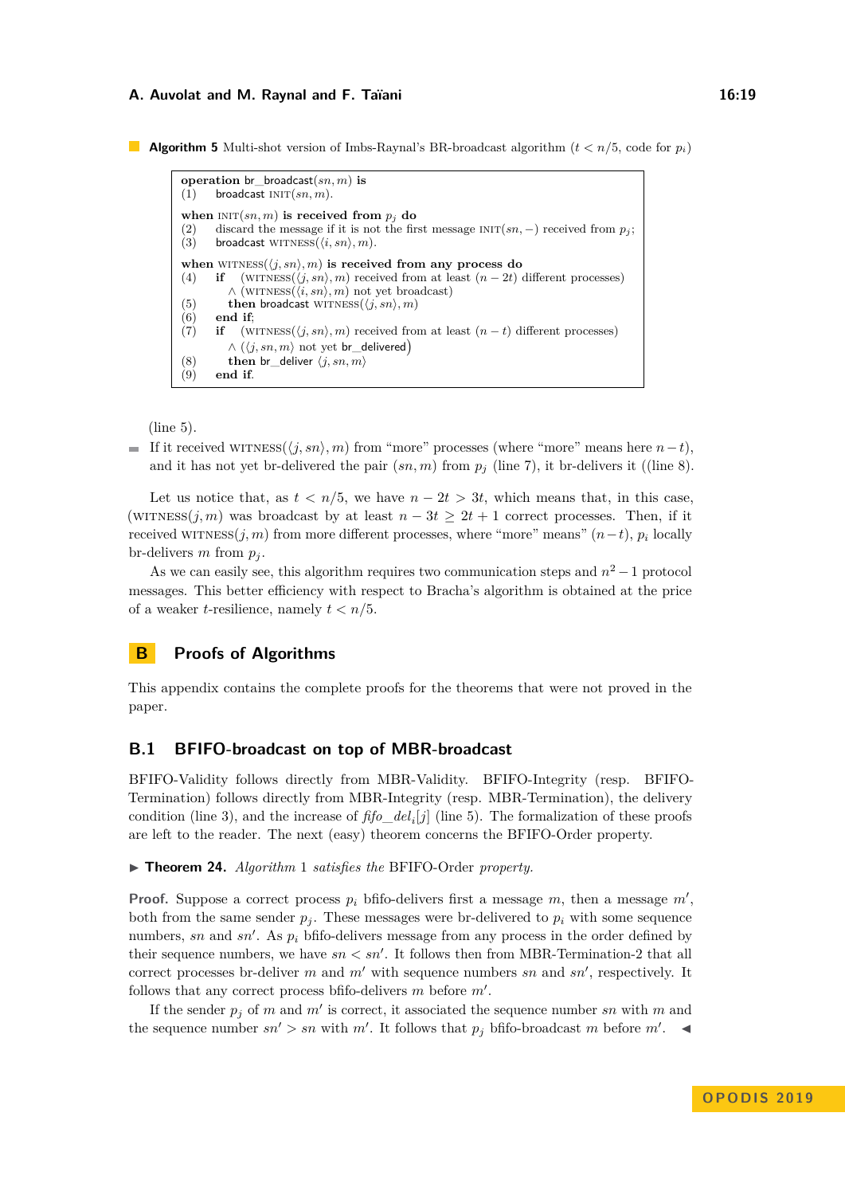**Algorithm 5** Multi-shot version of Imbs-Raynal's BR-broadcast algorithm ($t < n/5$, code for $p_i$)

```
operation br_broadcast(sn, m) is
(1)    broadcast INIT(sn, m).

when INIT(sn, m) is received from p_j do
(2)    discard the message if it is not the first message INIT(sn, −) received from p_j;
(3)    broadcast WITNESS(⟨i, sn⟩, m).

when WITNESS(⟨j, sn⟩, m) is received from any process do
(4)    if    (WITNESS(⟨j, sn⟩, m) received from at least (n − 2t) different processes)
           ∧ (WITNESS(⟨i, sn⟩, m) not yet broadcast)
(5)      then broadcast WITNESS(⟨j, sn⟩, m)
(6)    end if;
(7)    if    (WITNESS(⟨j, sn⟩, m) received from at least (n − t) different processes)
           ∧ (⟨j, sn, m⟩ not yet br_delivered)
(8)      then br_deliver ⟨j, sn, m⟩
(9)    end if.
```

(line 5).

- If it received WITNESS$(\langle j, sn \rangle, m)$ from "more" processes (where "more" means here $n-t$), and it has not yet br-delivered the pair $(sn, m)$ from $p_j$ (line 7), it br-delivers it ((line 8).

Let us notice that, as $t < n/5$, we have $n - 2t > 3t$, which means that, in this case, (WITNESS$(j, m)$ was broadcast by at least $n - 3t \geq 2t + 1$ correct processes. Then, if it received WITNESS$(j, m)$ from more different processes, where "more" means" $(n-t)$, $p_i$ locally br-delivers $m$ from $p_j$.

As we can easily see, this algorithm requires two communication steps and $n^2 - 1$ protocol messages. This better efficiency with respect to Bracha's algorithm is obtained at the price of a weaker $t$-resilience, namely $t < n/5$.

## B Proofs of Algorithms

This appendix contains the complete proofs for the theorems that were not proved in the paper.

### B.1 BFIFO-broadcast on top of MBR-broadcast

BFIFO-Validity follows directly from MBR-Validity. BFIFO-Integrity (resp. BFIFO-Termination) follows directly from MBR-Integrity (resp. MBR-Termination), the delivery condition (line 3), and the increase of $fifo\_del_i[j]$ (line 5). The formalization of these proofs are left to the reader. The next (easy) theorem concerns the BFIFO-Order property.

▶ **Theorem 24.** *Algorithm* 1 *satisfies the* BFIFO-Order *property.*

**Proof.** Suppose a correct process $p_i$ bfifo-delivers first a message $m$, then a message $m'$, both from the same sender $p_j$. These messages were br-delivered to $p_i$ with some sequence numbers, $sn$ and $sn'$. As $p_i$ bfifo-delivers message from any process in the order defined by their sequence numbers, we have $sn < sn'$. It follows then from MBR-Termination-2 that all correct processes br-deliver $m$ and $m'$ with sequence numbers $sn$ and $sn'$, respectively. It follows that any correct process bfifo-delivers $m$ before $m'$.

If the sender $p_j$ of $m$ and $m'$ is correct, it associated the sequence number $sn$ with $m$ and the sequence number $sn' > sn$ with $m'$. It follows that $p_j$ bfifo-broadcast $m$ before $m'$. ◀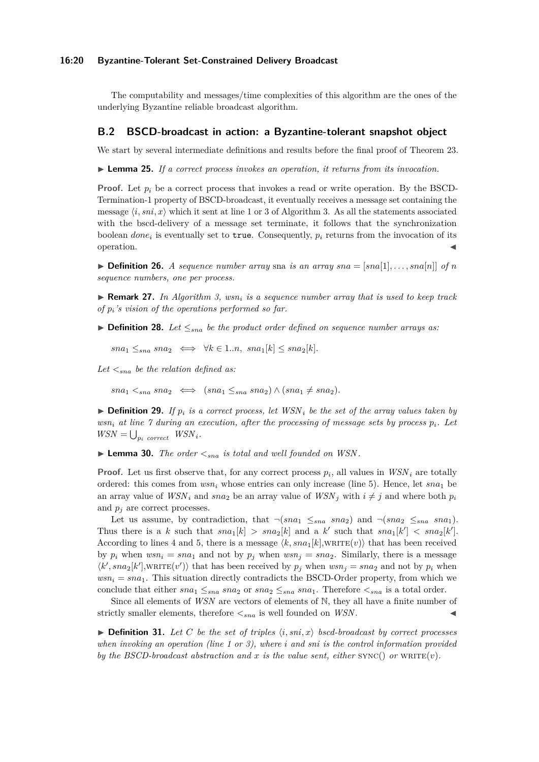The computability and messages/time complexities of this algorithm are the ones of the underlying Byzantine reliable broadcast algorithm.

## B.2 BSCD-broadcast in action: a Byzantine-tolerant snapshot object

We start by several intermediate definitions and results before the final proof of Theorem 23.

▶ **Lemma 25.** *If a correct process invokes an operation, it returns from its invocation.*

**Proof.** Let $p_i$ be a correct process that invokes a read or write operation. By the BSCD-Termination-1 property of BSCD-broadcast, it eventually receives a message set containing the message $\langle i, sni, x\rangle$ which it sent at line 1 or 3 of Algorithm 3. As all the statements associated with the bscd-delivery of a message set terminate, it follows that the synchronization boolean $done_i$ is eventually set to `true`. Consequently, $p_i$ returns from the invocation of its operation. ◀

▶ **Definition 26.** *A sequence number array* sna *is an array $sna = [sna[1], \ldots, sna[n]]$ of $n$ sequence numbers, one per process.*

▶ **Remark 27.** *In Algorithm 3, $wsn_i$ is a sequence number array that is used to keep track of $p_i$'s vision of the operations performed so far.*

▶ **Definition 28.** *Let $\leq_{sna}$ be the product order defined on sequence number arrays as:*

$$sna_1 \leq_{sna} sna_2 \iff \forall k \in 1..n,\ sna_1[k] \leq sna_2[k].$$

*Let $<_{sna}$ be the relation defined as:*

$$sna_1 <_{sna} sna_2 \iff (sna_1 \leq_{sna} sna_2) \wedge (sna_1 \neq sna_2).$$

▶ **Definition 29.** *If $p_i$ is a correct process, let $WSN_i$ be the set of the array values taken by $wsn_i$ at line 7 during an execution, after the processing of message sets by process $p_i$. Let $WSN = \bigcup_{p_i \text{ correct}} WSN_i$.*

▶ **Lemma 30.** *The order $<_{sna}$ is total and well founded on $WSN$.*

**Proof.** Let us first observe that, for any correct process $p_i$, all values in $WSN_i$ are totally ordered: this comes from $wsn_i$ whose entries can only increase (line 5). Hence, let $sna_1$ be an array value of $WSN_i$ and $sna_2$ be an array value of $WSN_j$ with $i \neq j$ and where both $p_i$ and $p_j$ are correct processes.

Let us assume, by contradiction, that $\neg(sna_1 \leq_{sna} sna_2)$ and $\neg(sna_2 \leq_{sna} sna_1)$. Thus there is a $k$ such that $sna_1[k] > sna_2[k]$ and a $k'$ such that $sna_1[k'] < sna_2[k']$. According to lines 4 and 5, there is a message $\langle k, sna_1[k], \text{WRITE}(v)\rangle$ that has been received by $p_i$ when $wsn_i = sna_1$ and not by $p_j$ when $wsn_j = sna_2$. Similarly, there is a message $\langle k', sna_2[k'], \text{WRITE}(v')\rangle$ that has been received by $p_j$ when $wsn_j = sna_2$ and not by $p_i$ when $wsn_i = sna_1$. This situation directly contradicts the BSCD-Order property, from which we conclude that either $sna_1 \leq_{sna} sna_2$ or $sna_2 \leq_{sna} sna_1$. Therefore $<_{sna}$ is a total order.

Since all elements of $WSN$ are vectors of elements of $\mathbb{N}$, they all have a finite number of strictly smaller elements, therefore $<_{sna}$ is well founded on $WSN$. ◀

▶ **Definition 31.** *Let $C$ be the set of triples $\langle i, sni, x\rangle$ bscd-broadcast by correct processes when invoking an operation (line 1 or 3), where $i$ and $sni$ is the control information provided by the BSCD-broadcast abstraction and $x$ is the value sent, either* SYNC() *or* WRITE($v$).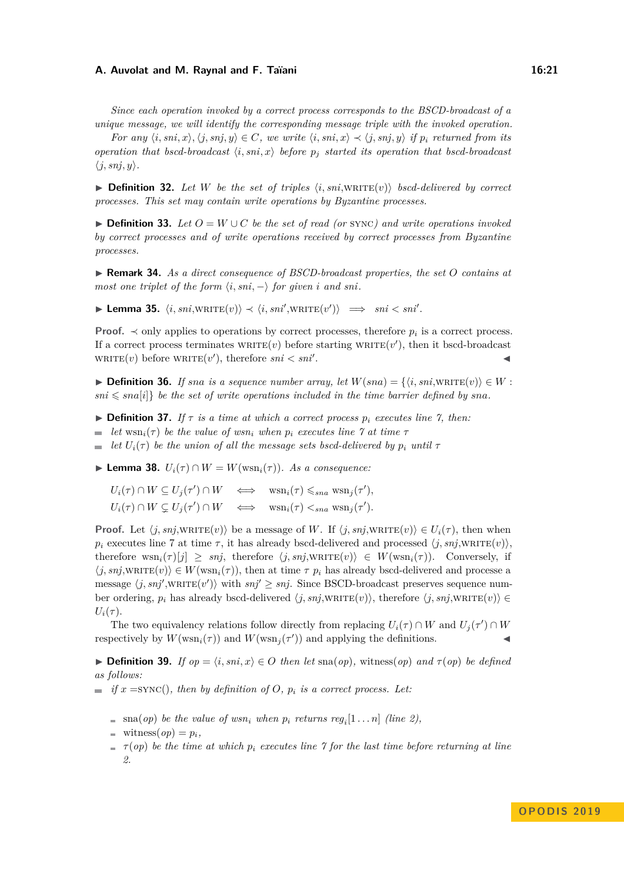*Since each operation invoked by a correct process corresponds to the BSCD-broadcast of a unique message, we will identify the corresponding message triple with the invoked operation.*

*For any $\langle i, sni, x\rangle, \langle j, snj, y\rangle \in C$, we write $\langle i, sni, x\rangle \prec \langle j, snj, y\rangle$ if $p_i$ returned from its operation that bscd-broadcast $\langle i, sni, x\rangle$ before $p_j$ started its operation that bscd-broadcast $\langle j, snj, y\rangle$.*

▶ **Definition 32.** *Let $W$ be the set of triples $\langle i, sni, \text{WRITE}(v)\rangle$ bscd-delivered by correct processes. This set may contain write operations by Byzantine processes.*

▶ **Definition 33.** *Let $O = W \cup C$ be the set of read (or SYNC) and write operations invoked by correct processes and of write operations received by correct processes from Byzantine processes.*

▶ **Remark 34.** *As a direct consequence of BSCD-broadcast properties, the set $O$ contains at most one triplet of the form $\langle i, sni, -\rangle$ for given $i$ and $sni$.*

▶ **Lemma 35.** $\langle i, sni, \text{WRITE}(v)\rangle \prec \langle i, sni', \text{WRITE}(v')\rangle \implies sni < sni'$.

**Proof.** $\prec$ only applies to operations by correct processes, therefore $p_i$ is a correct process. If a correct process terminates $\text{WRITE}(v)$ before starting $\text{WRITE}(v')$, then it bscd-broadcast $\text{WRITE}(v)$ before $\text{WRITE}(v')$, therefore $sni < sni'$. ◀

▶ **Definition 36.** *If $sna$ is a sequence number array, let $W(sna) = \{\langle i, sni, \text{WRITE}(v)\rangle \in W : sni \leqslant sna[i]\}$ be the set of write operations included in the time barrier defined by $sna$.*

▶ **Definition 37.** *If $\tau$ is a time at which a correct process $p_i$ executes line 7, then:*

- *let $\text{wsn}_i(\tau)$ be the value of $wsn_i$ when $p_i$ executes line 7 at time $\tau$*
- *let $U_i(\tau)$ be the union of all the message sets bscd-delivered by $p_i$ until $\tau$*

▶ **Lemma 38.** $U_i(\tau) \cap W = W(\text{wsn}_i(\tau))$. *As a consequence:*

$$U_i(\tau) \cap W \subseteq U_j(\tau') \cap W \iff \text{wsn}_i(\tau) \leqslant_{sna} \text{wsn}_j(\tau'),$$
$$U_i(\tau) \cap W \subsetneq U_j(\tau') \cap W \iff \text{wsn}_i(\tau) <_{sna} \text{wsn}_j(\tau').$$

**Proof.** Let $\langle j, snj, \text{WRITE}(v)\rangle$ be a message of $W$. If $\langle j, snj, \text{WRITE}(v)\rangle \in U_i(\tau)$, then when $p_i$ executes line 7 at time $\tau$, it has already bscd-delivered and processed $\langle j, snj, \text{WRITE}(v)\rangle$, therefore $\text{wsn}_i(\tau)[j] \geq snj$, therefore $\langle j, snj, \text{WRITE}(v)\rangle \in W(\text{wsn}_i(\tau))$. Conversely, if $\langle j, snj, \text{WRITE}(v)\rangle \in W(\text{wsn}_i(\tau))$, then at time $\tau$ $p_i$ has already bscd-delivered and processe a message $\langle j, snj', \text{WRITE}(v')\rangle$ with $snj' \geq snj$. Since BSCD-broadcast preserves sequence number ordering, $p_i$ has already bscd-delivered $\langle j, snj, \text{WRITE}(v)\rangle$, therefore $\langle j, snj, \text{WRITE}(v)\rangle \in U_i(\tau)$.

The two equivalency relations follow directly from replacing $U_i(\tau) \cap W$ and $U_j(\tau') \cap W$ respectively by $W(\text{wsn}_i(\tau))$ and $W(\text{wsn}_j(\tau'))$ and applying the definitions. ◀

▶ **Definition 39.** *If $op = \langle i, sni, x\rangle \in O$ then let $\text{sna}(op)$, $\text{witness}(op)$ and $\tau(op)$ be defined as follows:*

- *if $x = \text{SYNC}()$, then by definition of $O$, $p_i$ is a correct process. Let:*
  - *$\text{sna}(op)$ be the value of $wsn_i$ when $p_i$ returns $reg_i[1 \ldots n]$ (line 2),*
  - *$\text{witness}(op) = p_i$,*
  - *$\tau(op)$ be the time at which $p_i$ executes line 7 for the last time before returning at line 2.*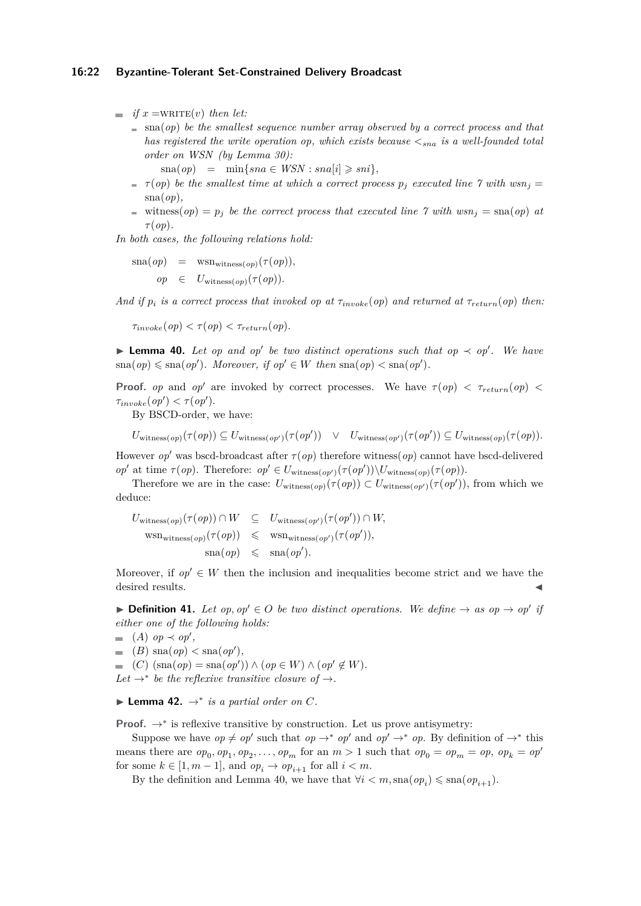- *if $x = \text{WRITE}(v)$ then let:*
  - $\text{sna}(op)$ *be the smallest sequence number array observed by a correct process and that has registered the write operation op, which exists because $<_{sna}$ is a well-founded total order on WSN (by Lemma 30):*

    $\text{sna}(op) \quad = \quad \min\{sna \in WSN : sna[i] \geqslant sni\}$,
  - $\tau(op)$ *be the smallest time at which a correct process $p_j$ executed line 7 with $wsn_j = \text{sna}(op)$,*
  - $\text{witness}(op) = p_j$ *be the correct process that executed line 7 with $wsn_j = \text{sna}(op)$ at $\tau(op)$.*

*In both cases, the following relations hold:*

$$\begin{aligned} \text{sna}(op) &= \text{wsn}_{\text{witness}(op)}(\tau(op)), \\ op &\in U_{\text{witness}(op)}(\tau(op)). \end{aligned}$$

*And if $p_i$ is a correct process that invoked op at $\tau_{invoke}(op)$ and returned at $\tau_{return}(op)$ then:*

$$\tau_{invoke}(op) < \tau(op) < \tau_{return}(op).$$

**▶ Lemma 40.** *Let $op$ and $op'$ be two distinct operations such that $op \prec op'$. We have $\text{sna}(op) \leqslant \text{sna}(op')$. Moreover, if $op' \in W$ then $\text{sna}(op) < \text{sna}(op')$.*

**Proof.** $op$ and $op'$ are invoked by correct processes. We have $\tau(op) < \tau_{return}(op) < \tau_{invoke}(op') < \tau(op')$.

By BSCD-order, we have:

$$U_{\text{witness}(op)}(\tau(op)) \subseteq U_{\text{witness}(op')}(\tau(op')) \quad \vee \quad U_{\text{witness}(op')}(\tau(op')) \subseteq U_{\text{witness}(op)}(\tau(op)).$$

However $op'$ was bscd-broadcast after $\tau(op)$ therefore $\text{witness}(op)$ cannot have bscd-delivered $op'$ at time $\tau(op)$. Therefore: $op' \in U_{\text{witness}(op')}(\tau(op')) \backslash U_{\text{witness}(op)}(\tau(op))$.

Therefore we are in the case: $U_{\text{witness}(op)}(\tau(op)) \subset U_{\text{witness}(op')}(\tau(op'))$, from which we deduce:

$$\begin{aligned} U_{\text{witness}(op)}(\tau(op)) \cap W &\subseteq U_{\text{witness}(op')}(\tau(op')) \cap W, \\ \text{wsn}_{\text{witness}(op)}(\tau(op)) &\leqslant \text{wsn}_{\text{witness}(op')}(\tau(op')), \\ \text{sna}(op) &\leqslant \text{sna}(op'). \end{aligned}$$

Moreover, if $op' \in W$ then the inclusion and inequalities become strict and we have the desired results. ◀

**▶ Definition 41.** *Let $op, op' \in O$ be two distinct operations. We define $\rightarrow$ as $op \rightarrow op'$ if either one of the following holds:*

- *(A) $op \prec op'$,*
- *(B) $\text{sna}(op) < \text{sna}(op')$,*
- *(C) $(\text{sna}(op) = \text{sna}(op')) \wedge (op \in W) \wedge (op' \notin W)$.*

*Let $\rightarrow^*$ be the reflexive transitive closure of $\rightarrow$.*

**▶ Lemma 42.** *$\rightarrow^*$ is a partial order on $C$.*

**Proof.** $\rightarrow^*$ is reflexive transitive by construction. Let us prove antisymetry:

Suppose we have $op \neq op'$ such that $op \rightarrow^* op'$ and $op' \rightarrow^* op$. By definition of $\rightarrow^*$ this means there are $op_0, op_1, op_2, \ldots, op_m$ for an $m > 1$ such that $op_0 = op_m = op$, $op_k = op'$ for some $k \in [1, m-1]$, and $op_i \rightarrow op_{i+1}$ for all $i < m$.

By the definition and Lemma 40, we have that $\forall i < m, \text{sna}(op_i) \leqslant \text{sna}(op_{i+1})$.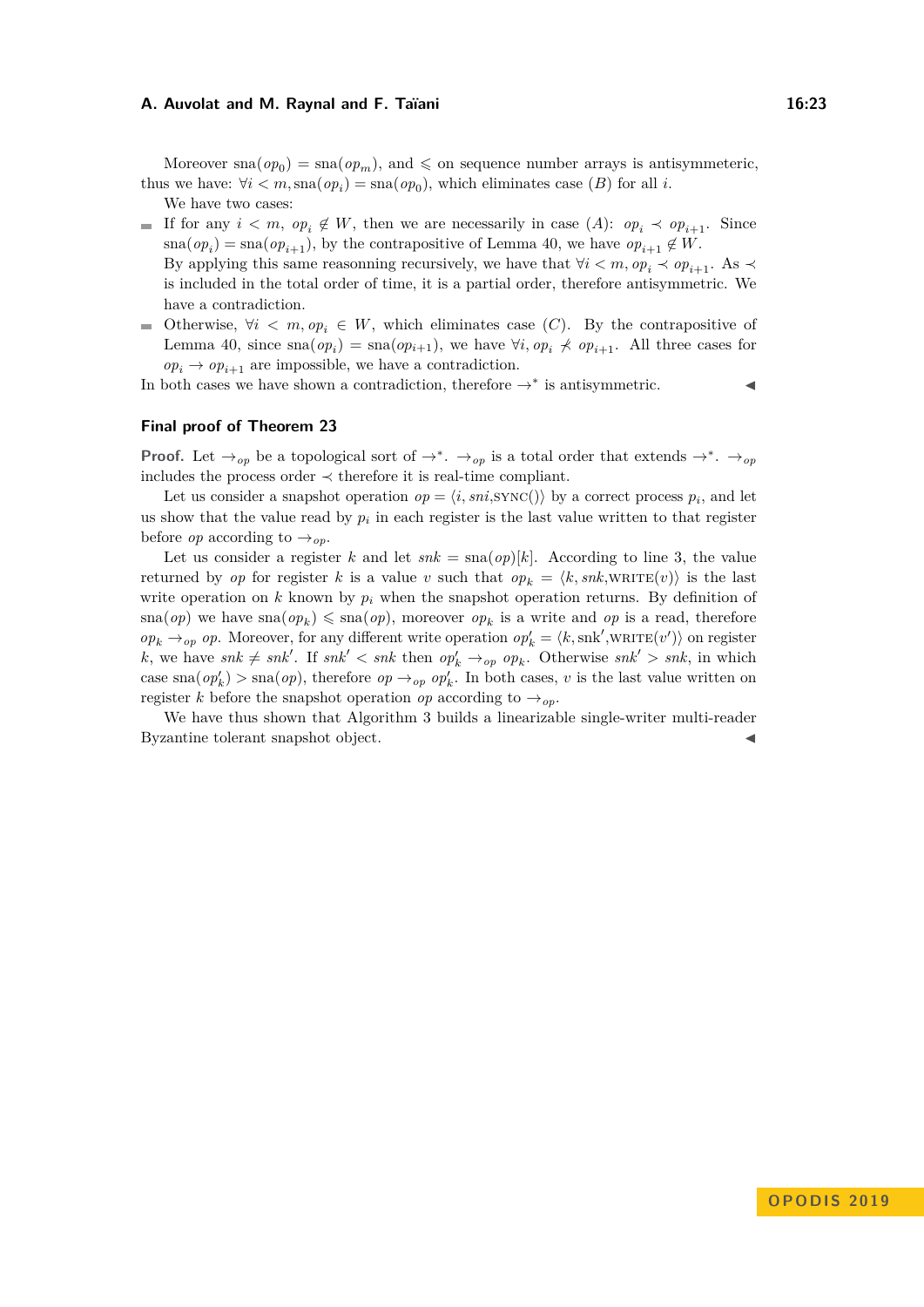Moreover $\text{sna}(op_0) = \text{sna}(op_m)$, and $\leqslant$ on sequence number arrays is antisymmeteric, thus we have: $\forall i < m, \text{sna}(op_i) = \text{sna}(op_0)$, which eliminates case $(B)$ for all $i$.

We have two cases:

- If for any $i < m$, $op_i \notin W$, then we are necessarily in case $(A)$: $op_i \prec op_{i+1}$. Since $\text{sna}(op_i) = \text{sna}(op_{i+1})$, by the contrapositive of Lemma 40, we have $op_{i+1} \notin W$. By applying this same reasonning recursively, we have that $\forall i < m, op_i \prec op_{i+1}$. As $\prec$ is included in the total order of time, it is a partial order, therefore antisymmetric. We have a contradiction.
- Otherwise, $\forall i < m, op_i \in W$, which eliminates case $(C)$. By the contrapositive of Lemma 40, since $\text{sna}(op_i) = \text{sna}(op_{i+1})$, we have $\forall i, op_i \not\prec op_{i+1}$. All three cases for $op_i \to op_{i+1}$ are impossible, we have a contradiction.

In both cases we have shown a contradiction, therefore $\to^*$ is antisymmetric. ◀

### Final proof of Theorem 23

**Proof.** Let $\to_{op}$ be a topological sort of $\to^*$. $\to_{op}$ is a total order that extends $\to^*$. $\to_{op}$ includes the process order $\prec$ therefore it is real-time compliant.

Let us consider a snapshot operation $op = \langle i, sni, \text{SYNC}()\rangle$ by a correct process $p_i$, and let us show that the value read by $p_i$ in each register is the last value written to that register before $op$ according to $\to_{op}$.

Let us consider a register $k$ and let $snk = \text{sna}(op)[k]$. According to line 3, the value returned by $op$ for register $k$ is a value $v$ such that $op_k = \langle k, snk, \text{WRITE}(v)\rangle$ is the last write operation on $k$ known by $p_i$ when the snapshot operation returns. By definition of $\text{sna}(op)$ we have $\text{sna}(op_k) \leqslant \text{sna}(op)$, moreover $op_k$ is a write and $op$ is a read, therefore $op_k \to_{op} op$. Moreover, for any different write operation $op'_k = \langle k, \text{snk}', \text{WRITE}(v')\rangle$ on register $k$, we have $snk \neq snk'$. If $snk' < snk$ then $op'_k \to_{op} op_k$. Otherwise $snk' > snk$, in which case $\text{sna}(op'_k) > \text{sna}(op)$, therefore $op \to_{op} op'_k$. In both cases, $v$ is the last value written on register $k$ before the snapshot operation $op$ according to $\to_{op}$.

We have thus shown that Algorithm 3 builds a linearizable single-writer multi-reader Byzantine tolerant snapshot object. ◀